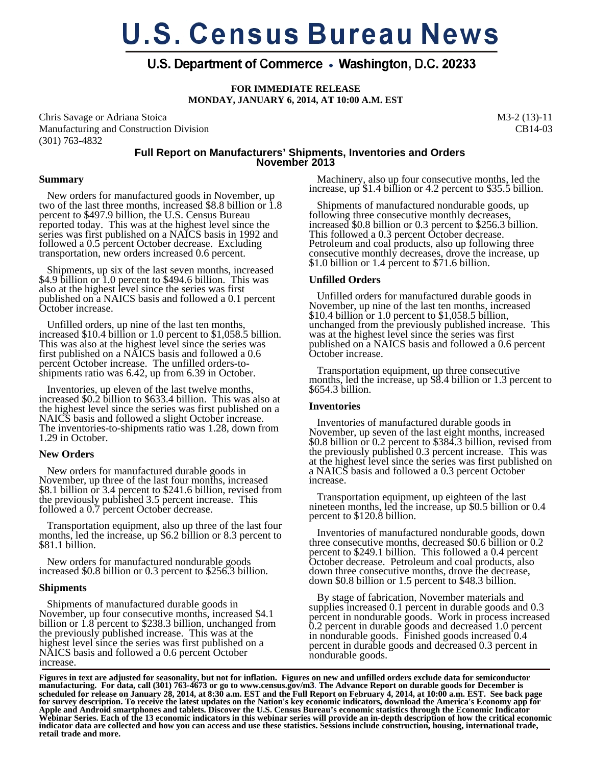# U.S. Census Bureau News

## U.S. Department of Commerce • Washington, D.C. 20233

**FOR IMMEDIATE RELEASE**
**MONDAY, JANUARY 6, 2014, AT 10:00 A.M. EST**

Chris Savage or Adriana Stoica
Manufacturing and Construction Division
(301) 763-4832

M3-2 (13)-11
CB14-03

## Full Report on Manufacturers' Shipments, Inventories and Orders November 2013

### Summary

New orders for manufactured goods in November, up two of the last three months, increased \$8.8 billion or 1.8 percent to \$497.9 billion, the U.S. Census Bureau reported today. This was at the highest level since the series was first published on a NAICS basis in 1992 and followed a 0.5 percent October decrease. Excluding transportation, new orders increased 0.6 percent.

Shipments, up six of the last seven months, increased \$4.9 billion or 1.0 percent to \$494.6 billion. This was also at the highest level since the series was first published on a NAICS basis and followed a 0.1 percent October increase.

Unfilled orders, up nine of the last ten months, increased \$10.4 billion or 1.0 percent to \$1,058.5 billion. This was also at the highest level since the series was first published on a NAICS basis and followed a 0.6 percent October increase. The unfilled orders-to-shipments ratio was 6.42, up from 6.39 in October.

Inventories, up eleven of the last twelve months, increased \$0.2 billion to \$633.4 billion. This was also at the highest level since the series was first published on a NAICS basis and followed a slight October increase. The inventories-to-shipments ratio was 1.28, down from 1.29 in October.

### New Orders

New orders for manufactured durable goods in November, up three of the last four months, increased \$8.1 billion or 3.4 percent to \$241.6 billion, revised from the previously published 3.5 percent increase. This followed a 0.7 percent October decrease.

Transportation equipment, also up three of the last four months, led the increase, up \$6.2 billion or 8.3 percent to \$81.1 billion.

New orders for manufactured nondurable goods increased \$0.8 billion or 0.3 percent to \$256.3 billion.

### Shipments

Shipments of manufactured durable goods in November, up four consecutive months, increased \$4.1 billion or 1.8 percent to \$238.3 billion, unchanged from the previously published increase. This was at the highest level since the series was first published on a NAICS basis and followed a 0.6 percent October increase.

Machinery, also up four consecutive months, led the increase, up \$1.4 billion or 4.2 percent to \$35.5 billion.

Shipments of manufactured nondurable goods, up following three consecutive monthly decreases, increased \$0.8 billion or 0.3 percent to \$256.3 billion. This followed a 0.3 percent October decrease. Petroleum and coal products, also up following three consecutive monthly decreases, drove the increase, up \$1.0 billion or 1.4 percent to \$71.6 billion.

### Unfilled Orders

Unfilled orders for manufactured durable goods in November, up nine of the last ten months, increased \$10.4 billion or 1.0 percent to \$1,058.5 billion, unchanged from the previously published increase. This was at the highest level since the series was first published on a NAICS basis and followed a 0.6 percent October increase.

Transportation equipment, up three consecutive months, led the increase, up \$8.4 billion or 1.3 percent to \$654.3 billion.

### Inventories

Inventories of manufactured durable goods in November, up seven of the last eight months, increased \$0.8 billion or 0.2 percent to \$384.3 billion, revised from the previously published 0.3 percent increase. This was at the highest level since the series was first published on a NAICS basis and followed a 0.3 percent October increase.

Transportation equipment, up eighteen of the last nineteen months, led the increase, up \$0.5 billion or 0.4 percent to \$120.8 billion.

Inventories of manufactured nondurable goods, down three consecutive months, decreased \$0.6 billion or 0.2 percent to \$249.1 billion. This followed a 0.4 percent October decrease. Petroleum and coal products, also down three consecutive months, drove the decrease, down \$0.8 billion or 1.5 percent to \$48.3 billion.

By stage of fabrication, November materials and supplies increased 0.1 percent in durable goods and 0.3 percent in nondurable goods. Work in process increased 0.2 percent in durable goods and decreased 1.0 percent in nondurable goods. Finished goods increased 0.4 percent in durable goods and decreased 0.3 percent in nondurable goods.

**Figures in text are adjusted for seasonality, but not for inflation. Figures on new and unfilled orders exclude data for semiconductor manufacturing. For data, call (301) 763-4673 or go to www.census.gov/m3. The Advance Report on durable goods for December is scheduled for release on January 28, 2014, at 8:30 a.m. EST and the Full Report on February 4, 2014, at 10:00 a.m. EST. See back page for survey description. To receive the latest updates on the Nation's key economic indicators, download the America's Economy app for Apple and Android smartphones and tablets. Discover the U.S. Census Bureau's economic statistics through the Economic Indicator Webinar Series. Each of the 13 economic indicators in this webinar series will provide an in-depth description of how the critical economic indicator data are collected and how you can access and use these statistics. Sessions include construction, housing, international trade, retail trade and more.**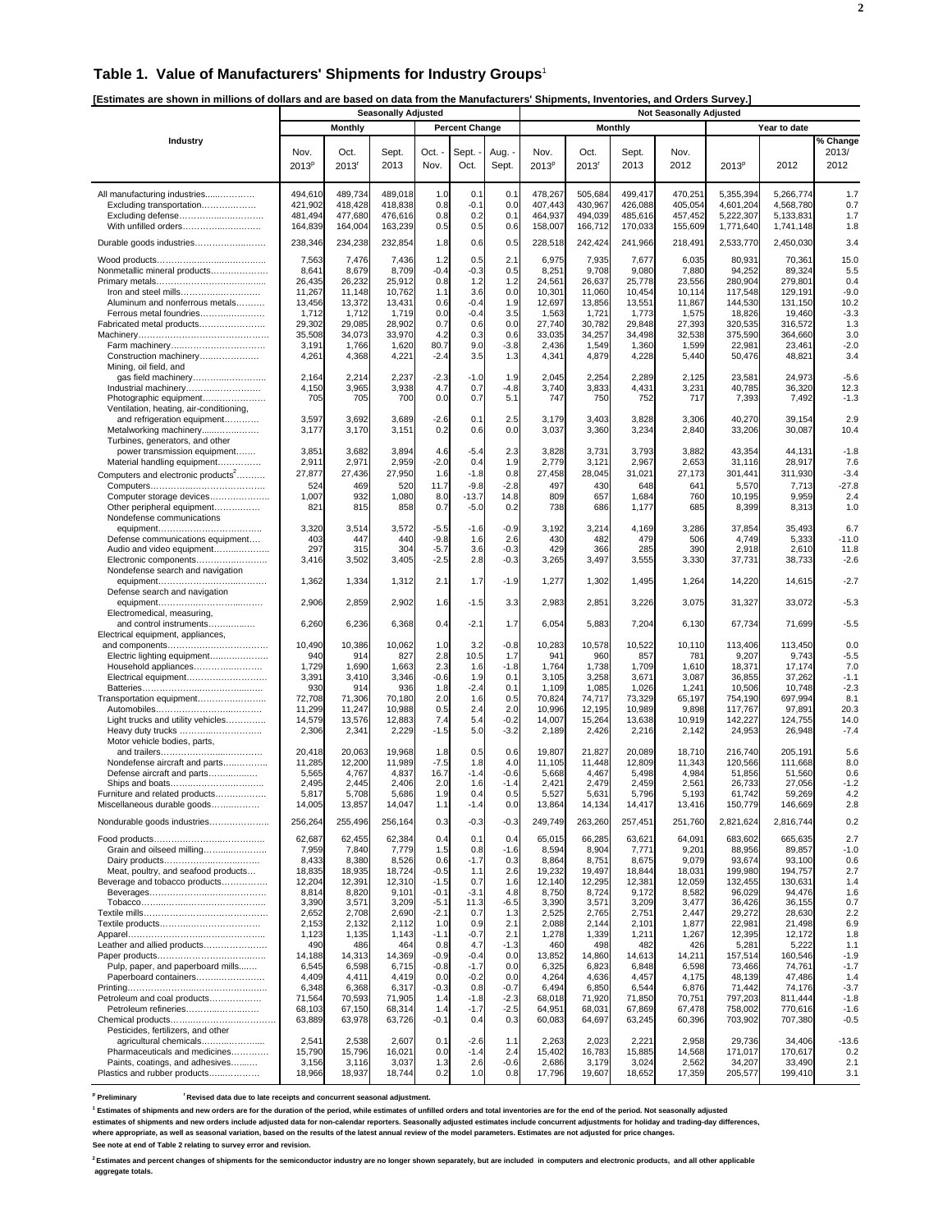## Table 1. Value of Manufacturers' Shipments for Industry Groups[1]

**[Estimates are shown in millions of dollars and are based on data from the Manufacturers' Shipments, Inventories, and Orders Survey.]**

| Industry | Seasonally Adjusted | | | | | | Not Seasonally Adjusted | | | | | | |
|---|---|---|---|---|---|---|---|---|---|---|---|---|---|
| | Monthly | | | Percent Change | | | Monthly | | | | Year to date | | |
| | Nov. 2013[p] | Oct. 2013[r] | Sept. 2013 | Oct. - Nov. | Sept. - Oct. | Aug. - Sept. | Nov. 2013[p] | Oct. 2013[r] | Sept. 2013 | Nov. 2012 | 2013[p] | 2012 | % Change 2013/ 2012 |
| All manufacturing industries | 494,610 | 489,734 | 489,018 | 1.0 | 0.1 | 0.1 | 478,267 | 505,684 | 499,417 | 470,251 | 5,355,394 | 5,266,774 | 1.7 |
| Excluding transportation | 421,902 | 418,428 | 418,838 | 0.8 | -0.1 | 0.0 | 407,443 | 430,967 | 426,088 | 405,054 | 4,601,204 | 4,568,780 | 0.7 |
| Excluding defense | 481,494 | 477,680 | 476,616 | 0.8 | 0.2 | 0.1 | 464,937 | 494,039 | 485,616 | 457,452 | 5,222,307 | 5,133,831 | 1.7 |
| With unfilled orders | 164,839 | 164,004 | 163,239 | 0.5 | 0.5 | 0.6 | 158,007 | 166,712 | 170,033 | 155,609 | 1,771,640 | 1,741,148 | 1.8 |
| Durable goods industries | 238,346 | 234,238 | 232,854 | 1.8 | 0.6 | 0.5 | 228,518 | 242,424 | 241,966 | 218,491 | 2,533,770 | 2,450,030 | 3.4 |
| Wood products | 7,563 | 7,476 | 7,436 | 1.2 | 0.5 | 2.1 | 6,975 | 7,935 | 7,677 | 6,035 | 80,931 | 70,361 | 15.0 |
| Nonmetallic mineral products | 8,641 | 8,679 | 8,709 | -0.4 | -0.3 | 0.5 | 8,251 | 9,708 | 9,080 | 7,880 | 94,252 | 89,324 | 5.5 |
| Primary metals | 26,435 | 26,232 | 25,912 | 0.8 | 1.2 | 1.2 | 24,561 | 26,637 | 25,778 | 23,556 | 280,904 | 279,801 | 0.4 |
| Iron and steel mills | 11,267 | 11,148 | 10,762 | 1.1 | 3.6 | 0.0 | 10,301 | 11,060 | 10,454 | 10,114 | 117,548 | 129,191 | -9.0 |
| Aluminum and nonferrous metals | 13,456 | 13,372 | 13,431 | 0.6 | -0.4 | 1.9 | 12,697 | 13,856 | 13,551 | 11,867 | 144,530 | 131,150 | 10.2 |
| Ferrous metal foundries | 1,712 | 1,712 | 1,719 | 0.0 | -0.4 | 3.5 | 1,563 | 1,721 | 1,773 | 1,575 | 18,826 | 19,460 | -3.3 |
| Fabricated metal products | 29,302 | 29,085 | 28,902 | 0.7 | 0.6 | 0.0 | 27,740 | 30,782 | 29,848 | 27,393 | 320,535 | 316,572 | 1.3 |
| Machinery | 35,508 | 34,073 | 33,970 | 4.2 | 0.3 | 0.6 | 33,035 | 34,257 | 34,498 | 32,538 | 375,590 | 364,660 | 3.0 |
| Farm machinery | 3,191 | 1,766 | 1,620 | 80.7 | 9.0 | -3.8 | 2,436 | 1,549 | 1,360 | 1,599 | 22,981 | 23,461 | -2.0 |
| Construction machinery | 4,261 | 4,368 | 4,221 | -2.4 | 3.5 | 1.3 | 4,341 | 4,879 | 4,228 | 5,440 | 50,476 | 48,821 | 3.4 |
| Mining, oil field, and gas field machinery | 2,164 | 2,214 | 2,237 | -2.3 | -1.0 | 1.9 | 2,045 | 2,254 | 2,289 | 2,125 | 23,581 | 24,973 | -5.6 |
| Industrial machinery | 4,150 | 3,965 | 3,938 | 4.7 | 0.7 | -4.8 | 3,740 | 3,833 | 4,431 | 3,231 | 40,785 | 36,320 | 12.3 |
| Photographic equipment | 705 | 705 | 700 | 0.0 | 0.7 | 5.1 | 747 | 750 | 752 | 717 | 7,393 | 7,492 | -1.3 |
| Ventilation, heating, air-conditioning, and refrigeration equipment | 3,597 | 3,692 | 3,689 | -2.6 | 0.1 | 2.5 | 3,179 | 3,403 | 3,828 | 3,306 | 40,270 | 39,154 | 2.9 |
| Metalworking machinery | 3,177 | 3,170 | 3,151 | 0.2 | 0.6 | 0.0 | 3,037 | 3,360 | 3,234 | 2,840 | 33,206 | 30,087 | 10.4 |
| Turbines, generators, and other power transmission equipment | 3,851 | 3,682 | 3,894 | 4.6 | -5.4 | 2.3 | 3,828 | 3,731 | 3,793 | 3,882 | 43,354 | 44,131 | -1.8 |
| Material handling equipment | 2,911 | 2,971 | 2,959 | -2.0 | 0.4 | 1.9 | 2,779 | 3,121 | 2,967 | 2,653 | 31,116 | 28,917 | 7.6 |
| Computers and electronic products[2] | 27,877 | 27,436 | 27,950 | 1.6 | -1.8 | 0.8 | 27,458 | 28,045 | 31,021 | 27,173 | 301,441 | 311,930 | -3.4 |
| Computers | 524 | 469 | 520 | 11.7 | -9.8 | -2.8 | 497 | 430 | 648 | 641 | 5,570 | 7,713 | -27.8 |
| Computer storage devices | 1,007 | 932 | 1,080 | 8.0 | -13.7 | 14.8 | 809 | 657 | 1,684 | 760 | 10,195 | 9,959 | 2.4 |
| Other peripheral equipment | 821 | 815 | 858 | 0.7 | -5.0 | 0.2 | 738 | 686 | 1,177 | 685 | 8,399 | 8,313 | 1.0 |
| Nondefense communications equipment | 3,320 | 3,514 | 3,572 | -5.5 | -1.6 | -0.9 | 3,192 | 3,214 | 4,169 | 3,286 | 37,854 | 35,493 | 6.7 |
| Defense communications equipment | 403 | 447 | 440 | -9.8 | 1.6 | 2.6 | 430 | 482 | 479 | 506 | 4,749 | 5,333 | -11.0 |
| Audio and video equipment | 297 | 315 | 304 | -5.7 | 3.6 | -0.3 | 429 | 366 | 285 | 390 | 2,918 | 2,610 | 11.8 |
| Electronic components | 3,416 | 3,502 | 3,405 | -2.5 | 2.8 | -0.3 | 3,265 | 3,497 | 3,555 | 3,330 | 37,731 | 38,733 | -2.6 |
| Nondefense search and navigation equipment | 1,362 | 1,334 | 1,312 | 2.1 | 1.7 | -1.9 | 1,277 | 1,302 | 1,495 | 1,264 | 14,220 | 14,615 | -2.7 |
| Defense search and navigation equipment | 2,906 | 2,859 | 2,902 | 1.6 | -1.5 | 3.3 | 2,983 | 2,851 | 3,226 | 3,075 | 31,327 | 33,072 | -5.3 |
| Electromedical, measuring, and control instruments | 6,260 | 6,236 | 6,368 | 0.4 | -2.1 | 1.7 | 6,054 | 5,883 | 7,204 | 6,130 | 67,734 | 71,699 | -5.5 |
| Electrical equipment, appliances, and components | 10,490 | 10,386 | 10,062 | 1.0 | 3.2 | -0.8 | 10,283 | 10,578 | 10,522 | 10,110 | 113,406 | 113,450 | 0.0 |
| Electric lighting equipment | 940 | 914 | 827 | 2.8 | 10.5 | 1.7 | 941 | 960 | 857 | 781 | 9,207 | 9,743 | -5.5 |
| Household appliances | 1,729 | 1,690 | 1,663 | 2.3 | 1.6 | -1.8 | 1,764 | 1,738 | 1,709 | 1,610 | 18,371 | 17,174 | 7.0 |
| Electrical equipment | 3,391 | 3,410 | 3,346 | -0.6 | 1.9 | 0.1 | 3,105 | 3,258 | 3,671 | 3,087 | 36,855 | 37,262 | -1.1 |
| Batteries | 930 | 914 | 936 | 1.8 | -2.4 | 0.1 | 1,109 | 1,085 | 1,026 | 1,241 | 10,506 | 10,748 | -2.3 |
| Transportation equipment | 72,708 | 71,306 | 70,180 | 2.0 | 1.6 | 0.5 | 70,824 | 74,717 | 73,329 | 65,197 | 754,190 | 697,994 | 8.1 |
| Automobiles | 11,299 | 11,247 | 10,988 | 0.5 | 2.4 | 2.0 | 10,996 | 12,195 | 10,989 | 9,898 | 117,767 | 97,891 | 20.3 |
| Light trucks and utility vehicles | 14,579 | 13,576 | 12,883 | 7.4 | 5.4 | -0.2 | 14,007 | 15,264 | 13,638 | 10,919 | 142,227 | 124,755 | 14.0 |
| Heavy duty trucks | 2,306 | 2,341 | 2,229 | -1.5 | 5.0 | -3.2 | 2,189 | 2,426 | 2,216 | 2,142 | 24,953 | 26,948 | -7.4 |
| Motor vehicle bodies, parts, and trailers | 20,418 | 20,063 | 19,968 | 1.8 | 0.5 | 0.6 | 19,807 | 21,827 | 20,089 | 18,710 | 216,740 | 205,191 | 5.6 |
| Nondefense aircraft and parts | 11,285 | 12,200 | 11,989 | -7.5 | 1.8 | 4.0 | 11,105 | 11,448 | 12,809 | 11,343 | 120,566 | 111,668 | 8.0 |
| Defense aircraft and parts | 5,565 | 4,767 | 4,837 | 16.7 | -1.4 | -0.6 | 5,668 | 4,467 | 5,498 | 4,984 | 51,856 | 51,560 | 0.6 |
| Ships and boats | 2,495 | 2,445 | 2,406 | 2.0 | 1.6 | -1.4 | 2,421 | 2,479 | 2,459 | 2,561 | 26,733 | 27,056 | -1.2 |
| Furniture and related products | 5,817 | 5,708 | 5,686 | 1.9 | 0.4 | 0.5 | 5,527 | 5,631 | 5,796 | 5,193 | 61,742 | 59,269 | 4.2 |
| Miscellaneous durable goods | 14,005 | 13,857 | 14,047 | 1.1 | -1.4 | 0.0 | 13,864 | 14,134 | 14,417 | 13,416 | 150,779 | 146,669 | 2.8 |
| Nondurable goods industries | 256,264 | 255,496 | 256,164 | 0.3 | -0.3 | -0.3 | 249,749 | 263,260 | 257,451 | 251,760 | 2,821,624 | 2,816,744 | 0.2 |
| Food products | 62,687 | 62,455 | 62,384 | 0.4 | 0.1 | 0.4 | 65,015 | 66,285 | 63,621 | 64,091 | 683,602 | 665,635 | 2.7 |
| Grain and oilseed milling | 7,959 | 7,840 | 7,779 | 1.5 | 0.8 | -1.6 | 8,594 | 8,904 | 7,771 | 9,201 | 88,956 | 89,857 | -1.0 |
| Dairy products | 8,433 | 8,380 | 8,526 | 0.6 | -1.7 | 0.3 | 8,864 | 8,751 | 8,675 | 9,079 | 93,674 | 93,100 | 0.6 |
| Meat, poultry, and seafood products | 18,835 | 18,935 | 18,724 | -0.5 | 1.1 | 2.6 | 19,232 | 19,497 | 18,844 | 18,031 | 199,980 | 194,757 | 2.7 |
| Beverage and tobacco products | 12,204 | 12,391 | 12,310 | -1.5 | 0.7 | 1.6 | 12,140 | 12,295 | 12,381 | 12,059 | 132,455 | 130,631 | 1.4 |
| Beverages | 8,814 | 8,820 | 9,101 | -0.1 | -3.1 | 4.8 | 8,750 | 8,724 | 9,172 | 8,582 | 96,029 | 94,476 | 1.6 |
| Tobacco | 3,390 | 3,571 | 3,209 | -5.1 | 11.3 | -6.5 | 3,390 | 3,571 | 3,209 | 3,477 | 36,426 | 36,155 | 0.7 |
| Textile mills | 2,652 | 2,708 | 2,690 | -2.1 | 0.7 | 1.3 | 2,525 | 2,765 | 2,751 | 2,447 | 29,272 | 28,630 | 2.2 |
| Textile products | 2,153 | 2,132 | 2,112 | 1.0 | 0.9 | 2.1 | 2,088 | 2,144 | 2,101 | 1,877 | 22,981 | 21,498 | 6.9 |
| Apparel | 1,123 | 1,135 | 1,143 | -1.1 | -0.7 | 2.1 | 1,278 | 1,339 | 1,211 | 1,267 | 12,395 | 12,172 | 1.8 |
| Leather and allied products | 490 | 486 | 464 | 0.8 | 4.7 | -1.3 | 460 | 498 | 482 | 426 | 5,281 | 5,222 | 1.1 |
| Paper products | 14,188 | 14,313 | 14,369 | -0.9 | -0.4 | 0.0 | 13,852 | 14,860 | 14,613 | 14,211 | 157,514 | 160,546 | -1.9 |
| Pulp, paper, and paperboard mills | 6,545 | 6,598 | 6,715 | -0.8 | -1.7 | 0.0 | 6,325 | 6,823 | 6,848 | 6,598 | 73,466 | 74,761 | -1.7 |
| Paperboard containers | 4,409 | 4,411 | 4,419 | 0.0 | -0.2 | 0.0 | 4,264 | 4,636 | 4,457 | 4,175 | 48,139 | 47,486 | 1.4 |
| Printing | 6,348 | 6,368 | 6,317 | -0.3 | 0.8 | -0.7 | 6,494 | 6,850 | 6,544 | 6,876 | 71,442 | 74,176 | -3.7 |
| Petroleum and coal products | 71,564 | 70,593 | 71,905 | 1.4 | -1.8 | -2.3 | 68,018 | 71,920 | 71,850 | 70,751 | 797,203 | 811,444 | -1.8 |
| Petroleum refineries | 68,103 | 67,150 | 68,314 | 1.4 | -1.7 | -2.5 | 64,951 | 68,031 | 67,869 | 67,478 | 758,002 | 770,616 | -1.6 |
| Chemical products | 63,889 | 63,978 | 63,726 | -0.1 | 0.4 | 0.3 | 60,083 | 64,697 | 63,245 | 60,396 | 703,902 | 707,380 | -0.5 |
| Pesticides, fertilizers, and other agricultural chemicals | 2,541 | 2,538 | 2,607 | 0.1 | -2.6 | 1.1 | 2,263 | 2,023 | 2,221 | 2,958 | 29,736 | 34,406 | -13.6 |
| Pharmaceuticals and medicines | 15,790 | 15,796 | 16,021 | 0.0 | -1.4 | 2.4 | 15,402 | 16,783 | 15,885 | 14,568 | 171,017 | 170,617 | 0.2 |
| Paints, coatings, and adhesives | 3,156 | 3,116 | 3,037 | 1.3 | 2.6 | -0.6 | 2,686 | 3,179 | 3,024 | 2,562 | 34,207 | 33,490 | 2.1 |
| Plastics and rubber products | 18,966 | 18,937 | 18,744 | 0.2 | 1.0 | 0.8 | 17,796 | 19,607 | 18,652 | 17,359 | 205,577 | 199,410 | 3.1 |

[p] Preliminary    [r] Revised data due to late receipts and concurrent seasonal adjustment.

[1] Estimates of shipments and new orders are for the duration of the period, while estimates of unfilled orders and total inventories are for the end of the period. Not seasonally adjusted estimates of shipments and new orders include adjusted data for non-calendar reporters. Seasonally adjusted estimates include concurrent adjustments for holiday and trading-day differences, where appropriate, as well as seasonal variation, based on the results of the latest annual review of the model parameters. Estimates are not adjusted for price changes.
See note at end of Table 2 relating to survey error and revision.

[2] Estimates and percent changes of shipments for the semiconductor industry are no longer shown separately, but are included in computers and electronic products, and all other applicable aggregate totals.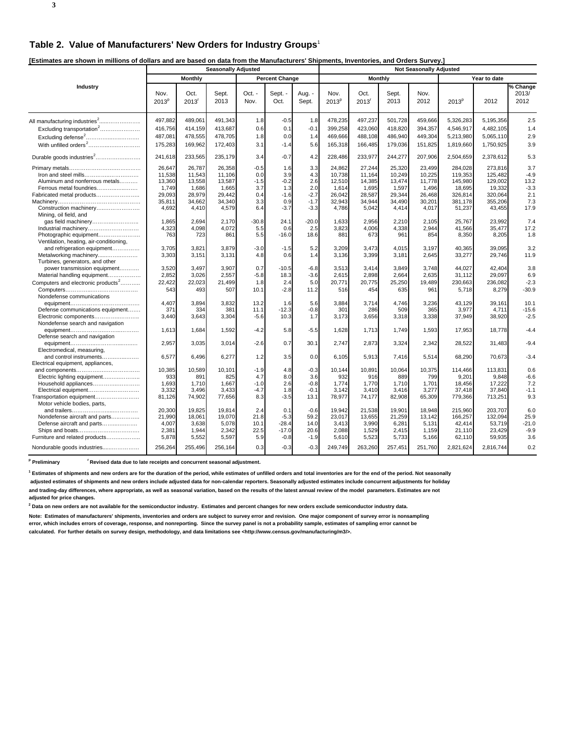## Table 2. Value of Manufacturers' New Orders for Industry Groups[1]

**[Estimates are shown in millions of dollars and are based on data from the Manufacturers' Shipments, Inventories, and Orders Survey.]**

| Industry | Seasonally Adjusted | | | | | | Not Seasonally Adjusted | | | | | | |
|---|---|---|---|---|---|---|---|---|---|---|---|---|---|
| | Monthly | | | Percent Change | | | Monthly | | | | Year to date | | |
| | Nov. 2013[p] | Oct. 2013[r] | Sept. 2013 | Oct. - Nov. | Sept. - Oct. | Aug. - Sept. | Nov. 2013[p] | Oct. 2013[r] | Sept. 2013 | Nov. 2012 | 2013[p] | 2012 | % Change 2013/ 2012 |
| All manufacturing industries[2] | 497,882 | 489,061 | 491,343 | 1.8 | -0.5 | 1.8 | 478,235 | 497,237 | 501,728 | 459,666 | 5,326,283 | 5,195,356 | 2.5 |
| Excluding transportation[2] | 416,756 | 414,159 | 413,687 | 0.6 | 0.1 | -0.1 | 399,258 | 423,060 | 418,820 | 394,357 | 4,546,917 | 4,482,105 | 1.4 |
| Excluding defense[2] | 487,081 | 478,555 | 478,705 | 1.8 | 0.0 | 1.4 | 469,666 | 488,108 | 486,940 | 449,304 | 5,213,980 | 5,065,110 | 2.9 |
| With unfilled orders[2] | 175,283 | 169,962 | 172,403 | 3.1 | -1.4 | 5.6 | 165,318 | 166,485 | 179,036 | 151,825 | 1,819,660 | 1,750,925 | 3.9 |
| Durable goods industries[2] | 241,618 | 233,565 | 235,179 | 3.4 | -0.7 | 4.2 | 228,486 | 233,977 | 244,277 | 207,906 | 2,504,659 | 2,378,612 | 5.3 |
| Primary metals | 26,647 | 26,787 | 26,358 | -0.5 | 1.6 | 3.3 | 24,862 | 27,244 | 25,320 | 23,499 | 284,028 | 273,816 | 3.7 |
| Iron and steel mills | 11,538 | 11,543 | 11,106 | 0.0 | 3.9 | 4.3 | 10,738 | 11,164 | 10,249 | 10,225 | 119,353 | 125,482 | -4.9 |
| Aluminum and nonferrous metals | 13,360 | 13,558 | 13,587 | -1.5 | -0.2 | 2.6 | 12,510 | 14,385 | 13,474 | 11,778 | 145,980 | 129,002 | 13.2 |
| Ferrous metal foundries | 1,749 | 1,686 | 1,665 | 3.7 | 1.3 | 2.0 | 1,614 | 1,695 | 1,597 | 1,496 | 18,695 | 19,332 | -3.3 |
| Fabricated metal products | 29,093 | 28,979 | 29,442 | 0.4 | -1.6 | -2.7 | 26,042 | 28,587 | 29,344 | 26,468 | 326,814 | 320,064 | 2.1 |
| Machinery | 35,811 | 34,662 | 34,340 | 3.3 | 0.9 | -1.7 | 32,943 | 34,944 | 34,490 | 30,201 | 381,178 | 355,206 | 7.3 |
| Construction machinery | 4,692 | 4,410 | 4,579 | 6.4 | -3.7 | -3.3 | 4,786 | 5,042 | 4,414 | 4,017 | 51,237 | 43,455 | 17.9 |
| Mining, oil field, and gas field machinery | 1,865 | 2,694 | 2,170 | -30.8 | 24.1 | -20.0 | 1,633 | 2,956 | 2,210 | 2,105 | 25,767 | 23,992 | 7.4 |
| Industrial machinery | 4,323 | 4,098 | 4,072 | 5.5 | 0.6 | 2.5 | 3,823 | 4,006 | 4,338 | 2,944 | 41,566 | 35,477 | 17.2 |
| Photographic equipment | 763 | 723 | 861 | 5.5 | -16.0 | 18.6 | 881 | 673 | 961 | 854 | 8,350 | 8,205 | 1.8 |
| Ventilation, heating, air-conditioning, and refrigeration equipment | 3,705 | 3,821 | 3,879 | -3.0 | -1.5 | 5.2 | 3,209 | 3,473 | 4,015 | 3,197 | 40,365 | 39,095 | 3.2 |
| Metalworking machinery | 3,303 | 3,151 | 3,131 | 4.8 | 0.6 | 1.4 | 3,136 | 3,399 | 3,181 | 2,645 | 33,277 | 29,746 | 11.9 |
| Turbines, generators, and other power transmission equipment | 3,520 | 3,497 | 3,907 | 0.7 | -10.5 | -6.8 | 3,513 | 3,414 | 3,849 | 3,748 | 44,027 | 42,404 | 3.8 |
| Material handling equipment | 2,852 | 3,026 | 2,557 | -5.8 | 18.3 | -3.6 | 2,615 | 2,898 | 2,664 | 2,635 | 31,112 | 29,097 | 6.9 |
| Computers and electronic products[2] | 22,422 | 22,023 | 21,499 | 1.8 | 2.4 | 5.0 | 20,771 | 20,775 | 25,250 | 19,489 | 230,663 | 236,082 | -2.3 |
| Computers | 543 | 493 | 507 | 10.1 | -2.8 | 11.2 | 516 | 454 | 635 | 961 | 5,718 | 8,279 | -30.9 |
| Nondefense communications equipment | 4,407 | 3,894 | 3,832 | 13.2 | 1.6 | 5.6 | 3,884 | 3,714 | 4,746 | 3,236 | 43,129 | 39,161 | 10.1 |
| Defense communications equipment | 371 | 334 | 381 | 11.1 | -12.3 | -0.8 | 301 | 286 | 509 | 365 | 3,977 | 4,711 | -15.6 |
| Electronic components | 3,440 | 3,643 | 3,304 | -5.6 | 10.3 | 1.7 | 3,173 | 3,656 | 3,318 | 3,338 | 37,949 | 38,920 | -2.5 |
| Nondefense search and navigation equipment | 1,613 | 1,684 | 1,592 | -4.2 | 5.8 | -5.5 | 1,628 | 1,713 | 1,749 | 1,593 | 17,953 | 18,778 | -4.4 |
| Defense search and navigation equipment | 2,957 | 3,035 | 3,014 | -2.6 | 0.7 | 30.1 | 2,747 | 2,873 | 3,324 | 2,342 | 28,522 | 31,483 | -9.4 |
| Electromedical, measuring, and control instruments | 6,577 | 6,496 | 6,277 | 1.2 | 3.5 | 0.0 | 6,105 | 5,913 | 7,416 | 5,514 | 68,290 | 70,673 | -3.4 |
| Electrical equipment, appliances, and components | 10,385 | 10,589 | 10,101 | -1.9 | 4.8 | -0.3 | 10,144 | 10,891 | 10,064 | 10,375 | 114,466 | 113,831 | 0.6 |
| Electric lighting equipment | 933 | 891 | 825 | 4.7 | 8.0 | 3.6 | 932 | 916 | 889 | 799 | 9,201 | 9,848 | -6.6 |
| Household appliances | 1,693 | 1,710 | 1,667 | -1.0 | 2.6 | -0.8 | 1,774 | 1,770 | 1,710 | 1,701 | 18,456 | 17,222 | 7.2 |
| Electrical equipment | 3,332 | 3,496 | 3,433 | -4.7 | 1.8 | -0.1 | 3,142 | 3,410 | 3,416 | 3,277 | 37,418 | 37,840 | -1.1 |
| Transportation equipment | 81,126 | 74,902 | 77,656 | 8.3 | -3.5 | 13.1 | 78,977 | 74,177 | 82,908 | 65,309 | 779,366 | 713,251 | 9.3 |
| Motor vehicle bodies, parts, and trailers | 20,300 | 19,825 | 19,814 | 2.4 | 0.1 | -0.6 | 19,942 | 21,538 | 19,901 | 18,948 | 215,960 | 203,707 | 6.0 |
| Nondefense aircraft and parts | 21,990 | 18,061 | 19,070 | 21.8 | -5.3 | 59.2 | 23,017 | 13,655 | 21,259 | 13,142 | 166,257 | 132,094 | 25.9 |
| Defense aircraft and parts | 4,007 | 3,638 | 5,078 | 10.1 | -28.4 | 14.0 | 3,413 | 3,990 | 6,281 | 5,131 | 42,414 | 53,719 | -21.0 |
| Ships and boats | 2,381 | 1,944 | 2,342 | 22.5 | -17.0 | 20.6 | 2,088 | 1,529 | 2,415 | 1,159 | 21,110 | 23,429 | -9.9 |
| Furniture and related products | 5,878 | 5,552 | 5,597 | 5.9 | -0.8 | -1.9 | 5,610 | 5,523 | 5,733 | 5,166 | 62,110 | 59,935 | 3.6 |
| Nondurable goods industries | 256,264 | 255,496 | 256,164 | 0.3 | -0.3 | -0.3 | 249,749 | 263,260 | 257,451 | 251,760 | 2,821,624 | 2,816,744 | 0.2 |

**[p] Preliminary** **[r] Revised data due to late receipts and concurrent seasonal adjustment.**

**[1] Estimates of shipments and new orders are for the duration of the period, while estimates of unfilled orders and total inventories are for the end of the period. Not seasonally adjusted estimates of shipments and new orders include adjusted data for non-calendar reporters. Seasonally adjusted estimates include concurrent adjustments for holiday and trading-day differences, where appropriate, as well as seasonal variation, based on the results of the latest annual review of the model parameters. Estimates are not adjusted for price changes.**

**[2] Data on new orders are not available for the semiconductor industry. Estimates and percent changes for new orders exclude semiconductor industry data.**

**Note: Estimates of manufacturers' shipments, inventories and orders are subject to survey error and revision. One major component of survey error is nonsampling error, which includes errors of coverage, response, and nonreporting. Since the survey panel is not a probability sample, estimates of sampling error cannot be calculated. For further details on survey design, methodology, and data limitations see <http://www.census.gov/manufacturing/m3/>.**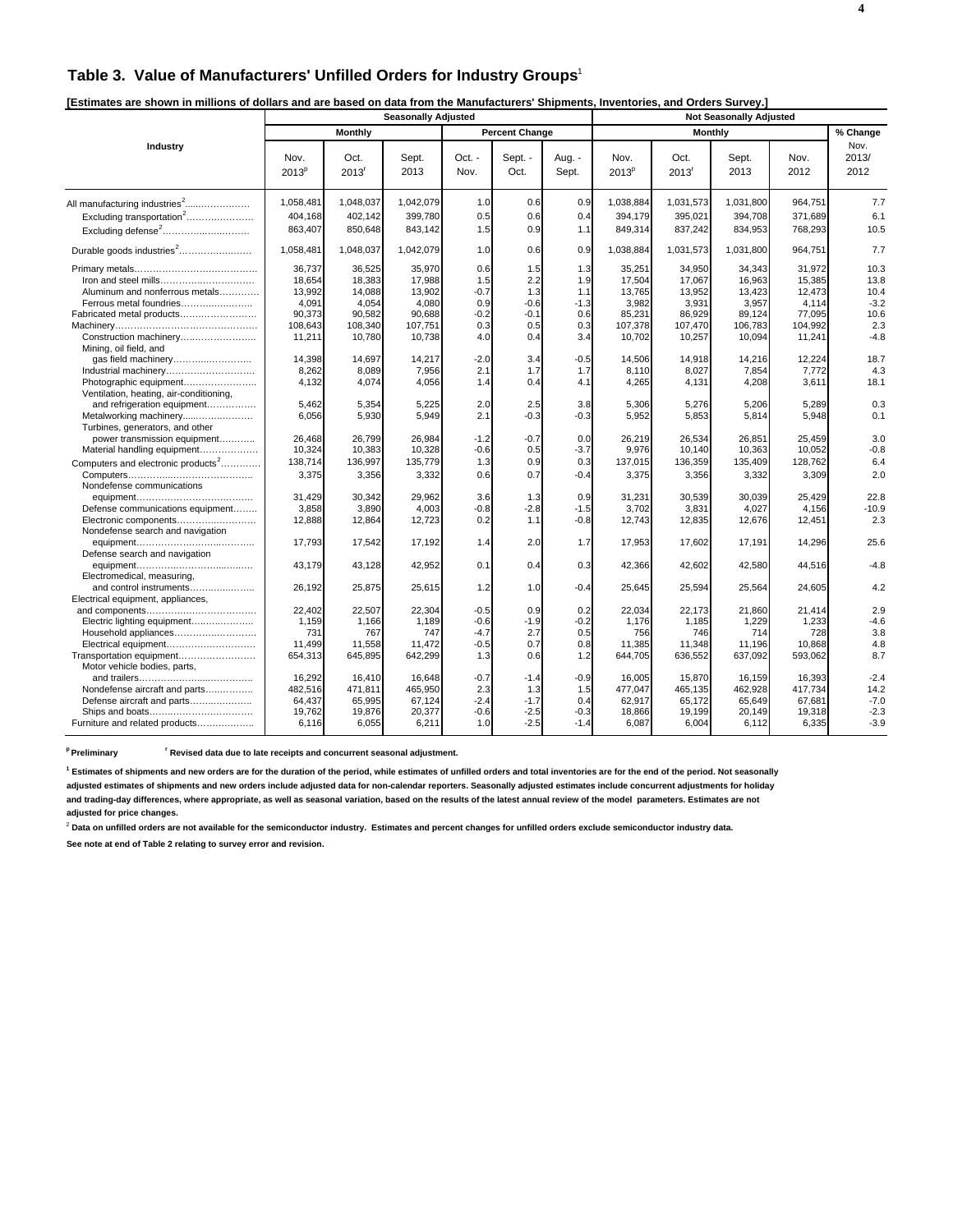## Table 3. Value of Manufacturers' Unfilled Orders for Industry Groups[1]

**[Estimates are shown in millions of dollars and are based on data from the Manufacturers' Shipments, Inventories, and Orders Survey.]**

| Industry | Seasonally Adjusted | | | | | | Not Seasonally Adjusted | | | | |
|---|---|---|---|---|---|---|---|---|---|---|---|
| | Monthly | | | Percent Change | | | Monthly | | | | % Change |
| | Nov. 2013[p] | Oct. 2013[r] | Sept. 2013 | Oct. - Nov. | Sept. - Oct. | Aug. - Sept. | Nov. 2013[p] | Oct. 2013[r] | Sept. 2013 | Nov. 2012 | Nov. 2013/ 2012 |
| All manufacturing industries[2] | 1,058,481 | 1,048,037 | 1,042,079 | 1.0 | 0.6 | 0.9 | 1,038,884 | 1,031,573 | 1,031,800 | 964,751 | 7.7 |
| Excluding transportation[2] | 404,168 | 402,142 | 399,780 | 0.5 | 0.6 | 0.4 | 394,179 | 395,021 | 394,708 | 371,689 | 6.1 |
| Excluding defense[2] | 863,407 | 850,648 | 843,142 | 1.5 | 0.9 | 1.1 | 849,314 | 837,242 | 834,953 | 768,293 | 10.5 |
| Durable goods industries[2] | 1,058,481 | 1,048,037 | 1,042,079 | 1.0 | 0.6 | 0.9 | 1,038,884 | 1,031,573 | 1,031,800 | 964,751 | 7.7 |
| Primary metals | 36,737 | 36,525 | 35,970 | 0.6 | 1.5 | 1.3 | 35,251 | 34,950 | 34,343 | 31,972 | 10.3 |
| Iron and steel mills | 18,654 | 18,383 | 17,988 | 1.5 | 2.2 | 1.9 | 17,504 | 17,067 | 16,963 | 15,385 | 13.8 |
| Aluminum and nonferrous metals | 13,992 | 14,088 | 13,902 | -0.7 | 1.3 | 1.1 | 13,765 | 13,952 | 13,423 | 12,473 | 10.4 |
| Ferrous metal foundries | 4,091 | 4,054 | 4,080 | 0.9 | -0.6 | -1.3 | 3,982 | 3,931 | 3,957 | 4,114 | -3.2 |
| Fabricated metal products | 90,373 | 90,582 | 90,688 | -0.2 | -0.1 | 0.6 | 85,231 | 86,929 | 89,124 | 77,095 | 10.6 |
| Machinery | 108,643 | 108,340 | 107,751 | 0.3 | 0.5 | 0.3 | 107,378 | 107,470 | 106,783 | 104,992 | 2.3 |
| Construction machinery | 11,211 | 10,780 | 10,738 | 4.0 | 0.4 | 3.4 | 10,702 | 10,257 | 10,094 | 11,241 | -4.8 |
| Mining, oil field, and gas field machinery | 14,398 | 14,697 | 14,217 | -2.0 | 3.4 | -0.5 | 14,506 | 14,918 | 14,216 | 12,224 | 18.7 |
| Industrial machinery | 8,262 | 8,089 | 7,956 | 2.1 | 1.7 | 1.7 | 8,110 | 8,027 | 7,854 | 7,772 | 4.3 |
| Photographic equipment | 4,132 | 4,074 | 4,056 | 1.4 | 0.4 | 4.1 | 4,265 | 4,131 | 4,208 | 3,611 | 18.1 |
| Ventilation, heating, air-conditioning, and refrigeration equipment | 5,462 | 5,354 | 5,225 | 2.0 | 2.5 | 3.8 | 5,306 | 5,276 | 5,206 | 5,289 | 0.3 |
| Metalworking machinery | 6,056 | 5,930 | 5,949 | 2.1 | -0.3 | -0.3 | 5,952 | 5,853 | 5,814 | 5,948 | 0.1 |
| Turbines, generators, and other power transmission equipment | 26,468 | 26,799 | 26,984 | -1.2 | -0.7 | 0.0 | 26,219 | 26,534 | 26,851 | 25,459 | 3.0 |
| Material handling equipment | 10,324 | 10,383 | 10,328 | -0.6 | 0.5 | -3.7 | 9,976 | 10,140 | 10,363 | 10,052 | -0.8 |
| Computers and electronic products[2] | 138,714 | 136,997 | 135,779 | 1.3 | 0.9 | 0.3 | 137,015 | 136,359 | 135,409 | 128,762 | 6.4 |
| Computers | 3,375 | 3,356 | 3,332 | 0.6 | 0.7 | -0.4 | 3,375 | 3,356 | 3,332 | 3,309 | 2.0 |
| Nondefense communications equipment | 31,429 | 30,342 | 29,962 | 3.6 | 1.3 | 0.9 | 31,231 | 30,539 | 30,039 | 25,429 | 22.8 |
| Defense communications equipment | 3,858 | 3,890 | 4,003 | -0.8 | -2.8 | -1.5 | 3,702 | 3,831 | 4,027 | 4,156 | -10.9 |
| Electronic components | 12,888 | 12,864 | 12,723 | 0.2 | 1.1 | -0.8 | 12,743 | 12,835 | 12,676 | 12,451 | 2.3 |
| Nondefense search and navigation equipment | 17,793 | 17,542 | 17,192 | 1.4 | 2.0 | 1.7 | 17,953 | 17,602 | 17,191 | 14,296 | 25.6 |
| Defense search and navigation equipment | 43,179 | 43,128 | 42,952 | 0.1 | 0.4 | 0.3 | 42,366 | 42,602 | 42,580 | 44,516 | -4.8 |
| Electromedical, measuring, and control instruments | 26,192 | 25,875 | 25,615 | 1.2 | 1.0 | -0.4 | 25,645 | 25,594 | 25,564 | 24,605 | 4.2 |
| Electrical equipment, appliances, and components | 22,402 | 22,507 | 22,304 | -0.5 | 0.9 | 0.2 | 22,034 | 22,173 | 21,860 | 21,414 | 2.9 |
| Electric lighting equipment | 1,159 | 1,166 | 1,189 | -0.6 | -1.9 | -0.2 | 1,176 | 1,185 | 1,229 | 1,233 | -4.6 |
| Household appliances | 731 | 767 | 747 | -4.7 | 2.7 | 0.5 | 756 | 746 | 714 | 728 | 3.8 |
| Electrical equipment | 11,499 | 11,558 | 11,472 | -0.5 | 0.7 | 0.8 | 11,385 | 11,348 | 11,196 | 10,868 | 4.8 |
| Transportation equipment | 654,313 | 645,895 | 642,299 | 1.3 | 0.6 | 1.2 | 644,705 | 636,552 | 637,092 | 593,062 | 8.7 |
| Motor vehicle bodies, parts, and trailers | 16,292 | 16,410 | 16,648 | -0.7 | -1.4 | -0.9 | 16,005 | 15,870 | 16,159 | 16,393 | -2.4 |
| Nondefense aircraft and parts | 482,516 | 471,811 | 465,950 | 2.3 | 1.3 | 1.5 | 477,047 | 465,135 | 462,928 | 417,734 | 14.2 |
| Defense aircraft and parts | 64,437 | 65,995 | 67,124 | -2.4 | -1.7 | 0.4 | 62,917 | 65,172 | 65,649 | 67,681 | -7.0 |
| Ships and boats | 19,762 | 19,876 | 20,377 | -0.6 | -2.5 | -0.3 | 18,866 | 19,199 | 20,149 | 19,318 | -2.3 |
| Furniture and related products | 6,116 | 6,055 | 6,211 | 1.0 | -2.5 | -1.4 | 6,087 | 6,004 | 6,112 | 6,335 | -3.9 |

**[p] Preliminary** **[r] Revised data due to late receipts and concurrent seasonal adjustment.**

**[1] Estimates of shipments and new orders are for the duration of the period, while estimates of unfilled orders and total inventories are for the end of the period. Not seasonally adjusted estimates of shipments and new orders include adjusted data for non-calendar reporters. Seasonally adjusted estimates include concurrent adjustments for holiday and trading-day differences, where appropriate, as well as seasonal variation, based on the results of the latest annual review of the model parameters. Estimates are not adjusted for price changes.**

**[2] Data on unfilled orders are not available for the semiconductor industry. Estimates and percent changes for unfilled orders exclude semiconductor industry data.**

**See note at end of Table 2 relating to survey error and revision.**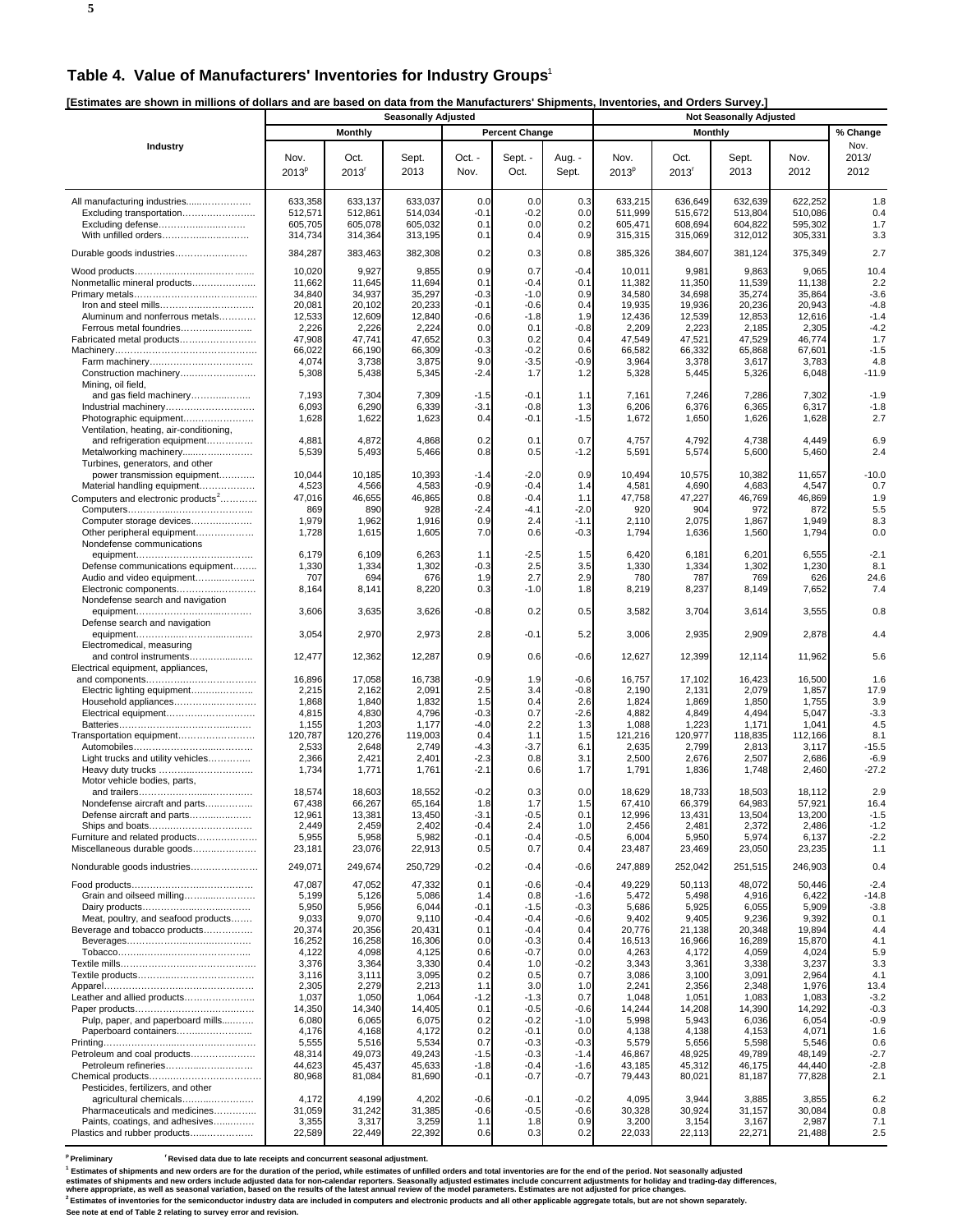## Table 4. Value of Manufacturers' Inventories for Industry Groups[1]

**[Estimates are shown in millions of dollars and are based on data from the Manufacturers' Shipments, Inventories, and Orders Survey.]**

| Industry | Seasonally Adjusted | | | | | | Not Seasonally Adjusted | | | | |
|---|---|---|---|---|---|---|---|---|---|---|---|
| | Monthly | | | Percent Change | | | Monthly | | | | % Change |
| | Nov. 2013[p] | Oct. 2013[r] | Sept. 2013 | Oct. - Nov. | Sept. - Oct. | Aug. - Sept. | Nov. 2013[p] | Oct. 2013[r] | Sept. 2013 | Nov. 2012 | Nov. 2013/ 2012 |
| All manufacturing industries | 633,358 | 633,137 | 633,037 | 0.0 | 0.0 | 0.3 | 633,215 | 636,649 | 632,639 | 622,252 | 1.8 |
| Excluding transportation | 512,571 | 512,861 | 514,034 | -0.1 | -0.2 | 0.0 | 511,999 | 515,672 | 513,804 | 510,086 | 0.4 |
| Excluding defense | 605,705 | 605,078 | 605,032 | 0.1 | 0.0 | 0.2 | 605,471 | 608,694 | 604,822 | 595,302 | 1.7 |
| With unfilled orders | 314,734 | 314,364 | 313,195 | 0.1 | 0.4 | 0.9 | 315,315 | 315,069 | 312,012 | 305,331 | 3.3 |
| Durable goods industries | 384,287 | 383,463 | 382,308 | 0.2 | 0.3 | 0.8 | 385,326 | 384,607 | 381,124 | 375,349 | 2.7 |
| Wood products | 10,020 | 9,927 | 9,855 | 0.9 | 0.7 | -0.4 | 10,011 | 9,981 | 9,863 | 9,065 | 10.4 |
| Nonmetallic mineral products | 11,662 | 11,645 | 11,694 | 0.1 | -0.4 | 0.1 | 11,382 | 11,350 | 11,539 | 11,138 | 2.2 |
| Primary metals | 34,840 | 34,937 | 35,297 | -0.3 | -1.0 | 0.9 | 34,580 | 34,698 | 35,274 | 35,864 | -3.6 |
| Iron and steel mills | 20,081 | 20,102 | 20,233 | -0.1 | -0.6 | 0.4 | 19,935 | 19,936 | 20,236 | 20,943 | -4.8 |
| Aluminum and nonferrous metals | 12,533 | 12,609 | 12,840 | -0.6 | -1.8 | 1.9 | 12,436 | 12,539 | 12,853 | 12,616 | -1.4 |
| Ferrous metal foundries | 2,226 | 2,226 | 2,224 | 0.0 | 0.1 | -0.8 | 2,209 | 2,223 | 2,185 | 2,305 | -4.2 |
| Fabricated metal products | 47,908 | 47,741 | 47,652 | 0.3 | 0.2 | 0.4 | 47,549 | 47,521 | 47,529 | 46,774 | 1.7 |
| Machinery | 66,022 | 66,190 | 66,309 | -0.3 | -0.2 | 0.6 | 66,582 | 66,332 | 65,868 | 67,601 | -1.5 |
| Farm machinery | 4,074 | 3,738 | 3,875 | 9.0 | -3.5 | -0.9 | 3,964 | 3,378 | 3,617 | 3,783 | 4.8 |
| Construction machinery | 5,308 | 5,438 | 5,345 | -2.4 | 1.7 | 1.2 | 5,328 | 5,445 | 5,326 | 6,048 | -11.9 |
| Mining, oil field, and gas field machinery | 7,193 | 7,304 | 7,309 | -1.5 | -0.1 | 1.1 | 7,161 | 7,246 | 7,286 | 7,302 | -1.9 |
| Industrial machinery | 6,093 | 6,290 | 6,339 | -3.1 | -0.8 | 1.3 | 6,206 | 6,376 | 6,365 | 6,317 | -1.8 |
| Photographic equipment | 1,628 | 1,622 | 1,623 | 0.4 | -0.1 | -1.5 | 1,672 | 1,650 | 1,626 | 1,628 | 2.7 |
| Ventilation, heating, air-conditioning, and refrigeration equipment | 4,881 | 4,872 | 4,868 | 0.2 | 0.1 | 0.7 | 4,757 | 4,792 | 4,738 | 4,449 | 6.9 |
| Metalworking machinery | 5,539 | 5,493 | 5,466 | 0.8 | 0.5 | -1.2 | 5,591 | 5,574 | 5,600 | 5,460 | 2.4 |
| Turbines, generators, and other power transmission equipment | 10,044 | 10,185 | 10,393 | -1.4 | -2.0 | 0.9 | 10,494 | 10,575 | 10,382 | 11,657 | -10.0 |
| Material handling equipment | 4,523 | 4,566 | 4,583 | -0.9 | -0.4 | 1.4 | 4,581 | 4,690 | 4,683 | 4,547 | 0.7 |
| Computers and electronic products[2] | 47,016 | 46,655 | 46,865 | 0.8 | -0.4 | 1.1 | 47,758 | 47,227 | 46,769 | 46,869 | 1.9 |
| Computers | 869 | 890 | 928 | -2.4 | -4.1 | -2.0 | 920 | 904 | 972 | 872 | 5.5 |
| Computer storage devices | 1,979 | 1,962 | 1,916 | 0.9 | 2.4 | -1.1 | 2,110 | 2,075 | 1,867 | 1,949 | 8.3 |
| Other peripheral equipment | 1,728 | 1,615 | 1,605 | 7.0 | 0.6 | -0.3 | 1,794 | 1,636 | 1,560 | 1,794 | 0.0 |
| Nondefense communications equipment | 6,179 | 6,109 | 6,263 | 1.1 | -2.5 | 1.5 | 6,420 | 6,181 | 6,201 | 6,555 | -2.1 |
| Defense communications equipment | 1,330 | 1,334 | 1,302 | -0.3 | 2.5 | 3.5 | 1,330 | 1,334 | 1,302 | 1,230 | 8.1 |
| Audio and video equipment | 707 | 694 | 676 | 1.9 | 2.7 | 2.9 | 780 | 787 | 769 | 626 | 24.6 |
| Electronic components | 8,164 | 8,141 | 8,220 | 0.3 | -1.0 | 1.8 | 8,219 | 8,237 | 8,149 | 7,652 | 7.4 |
| Nondefense search and navigation equipment | 3,606 | 3,635 | 3,626 | -0.8 | 0.2 | 0.5 | 3,582 | 3,704 | 3,614 | 3,555 | 0.8 |
| Defense search and navigation equipment | 3,054 | 2,970 | 2,973 | 2.8 | -0.1 | 5.2 | 3,006 | 2,935 | 2,909 | 2,878 | 4.4 |
| Electromedical, measuring and control instruments | 12,477 | 12,362 | 12,287 | 0.9 | 0.6 | -0.6 | 12,627 | 12,399 | 12,114 | 11,962 | 5.6 |
| Electrical equipment, appliances, and components | 16,896 | 17,058 | 16,738 | -0.9 | 1.9 | -0.6 | 16,757 | 17,102 | 16,423 | 16,500 | 1.6 |
| Electric lighting equipment | 2,215 | 2,162 | 2,091 | 2.5 | 3.4 | -0.8 | 2,190 | 2,131 | 2,079 | 1,857 | 17.9 |
| Household appliances | 1,868 | 1,840 | 1,832 | 1.5 | 0.4 | 2.6 | 1,824 | 1,869 | 1,850 | 1,755 | 3.9 |
| Electrical equipment | 4,815 | 4,830 | 4,796 | -0.3 | 0.7 | -2.6 | 4,882 | 4,849 | 4,494 | 5,047 | -3.3 |
| Batteries | 1,155 | 1,203 | 1,177 | -4.0 | 2.2 | 1.3 | 1,088 | 1,223 | 1,171 | 1,041 | 4.5 |
| Transportation equipment | 120,787 | 120,276 | 119,003 | 0.4 | 1.1 | 1.5 | 121,216 | 120,977 | 118,835 | 112,166 | 8.1 |
| Automobiles | 2,533 | 2,648 | 2,749 | -4.3 | -3.7 | 6.1 | 2,635 | 2,799 | 2,813 | 3,117 | -15.5 |
| Light trucks and utility vehicles | 2,366 | 2,421 | 2,401 | -2.3 | 0.8 | 3.1 | 2,500 | 2,676 | 2,507 | 2,686 | -6.9 |
| Heavy duty trucks | 1,734 | 1,771 | 1,761 | -2.1 | 0.6 | 1.7 | 1,791 | 1,836 | 1,748 | 2,460 | -27.2 |
| Motor vehicle bodies, parts, and trailers | 18,574 | 18,603 | 18,552 | -0.2 | 0.3 | 0.0 | 18,629 | 18,733 | 18,503 | 18,112 | 2.9 |
| Nondefense aircraft and parts | 67,438 | 66,267 | 65,164 | 1.8 | 1.7 | 1.5 | 67,410 | 66,379 | 64,983 | 57,921 | 16.4 |
| Defense aircraft and parts | 12,961 | 13,381 | 13,450 | -3.1 | -0.5 | 0.1 | 12,996 | 13,431 | 13,504 | 13,200 | -1.5 |
| Ships and boats | 2,449 | 2,459 | 2,402 | -0.4 | 2.4 | 1.0 | 2,456 | 2,481 | 2,372 | 2,486 | -1.2 |
| Furniture and related products | 5,955 | 5,958 | 5,982 | -0.1 | -0.4 | -0.5 | 6,004 | 5,950 | 5,974 | 6,137 | -2.2 |
| Miscellaneous durable goods | 23,181 | 23,076 | 22,913 | 0.5 | 0.7 | 0.4 | 23,487 | 23,469 | 23,050 | 23,235 | 1.1 |
| Nondurable goods industries | 249,071 | 249,674 | 250,729 | -0.2 | -0.4 | -0.6 | 247,889 | 252,042 | 251,515 | 246,903 | 0.4 |
| Food products | 47,087 | 47,052 | 47,332 | 0.1 | -0.6 | -0.4 | 49,229 | 50,113 | 48,072 | 50,446 | -2.4 |
| Grain and oilseed milling | 5,199 | 5,126 | 5,086 | 1.4 | 0.8 | -1.6 | 5,472 | 5,498 | 4,916 | 6,422 | -14.8 |
| Dairy products | 5,950 | 5,956 | 6,044 | -0.1 | -1.5 | -0.3 | 5,686 | 5,925 | 6,055 | 5,909 | -3.8 |
| Meat, poultry, and seafood products | 9,033 | 9,070 | 9,110 | -0.4 | -0.4 | -0.6 | 9,402 | 9,405 | 9,236 | 9,392 | 0.1 |
| Beverage and tobacco products | 20,374 | 20,356 | 20,431 | 0.1 | -0.4 | 0.4 | 20,776 | 21,138 | 20,348 | 19,894 | 4.4 |
| Beverages | 16,252 | 16,258 | 16,306 | 0.0 | -0.3 | 0.4 | 16,513 | 16,966 | 16,289 | 15,870 | 4.1 |
| Tobacco | 4,122 | 4,098 | 4,125 | 0.6 | -0.7 | 0.0 | 4,263 | 4,172 | 4,059 | 4,024 | 5.9 |
| Textile mills | 3,376 | 3,364 | 3,330 | 0.4 | 1.0 | -0.2 | 3,343 | 3,361 | 3,338 | 3,237 | 3.3 |
| Textile products | 3,116 | 3,111 | 3,095 | 0.2 | 0.5 | 0.7 | 3,086 | 3,100 | 3,091 | 2,964 | 4.1 |
| Apparel | 2,305 | 2,279 | 2,213 | 1.1 | 3.0 | 1.0 | 2,241 | 2,356 | 2,348 | 1,976 | 13.4 |
| Leather and allied products | 1,037 | 1,050 | 1,064 | -1.2 | -1.3 | 0.7 | 1,048 | 1,051 | 1,083 | 1,083 | -3.2 |
| Paper products | 14,350 | 14,340 | 14,405 | 0.1 | -0.5 | -0.6 | 14,244 | 14,208 | 14,390 | 14,292 | -0.3 |
| Pulp, paper, and paperboard mills | 6,080 | 6,065 | 6,075 | 0.2 | -0.2 | -1.0 | 5,998 | 5,943 | 6,036 | 6,054 | -0.9 |
| Paperboard containers | 4,176 | 4,168 | 4,172 | 0.2 | -0.1 | 0.0 | 4,138 | 4,138 | 4,153 | 4,071 | 1.6 |
| Printing | 5,555 | 5,516 | 5,534 | 0.7 | -0.3 | -0.3 | 5,579 | 5,656 | 5,598 | 5,546 | 0.6 |
| Petroleum and coal products | 48,314 | 49,073 | 49,243 | -1.5 | -0.3 | -1.4 | 46,867 | 48,925 | 49,789 | 48,149 | -2.7 |
| Petroleum refineries | 44,623 | 45,437 | 45,633 | -1.8 | -0.4 | -1.6 | 43,185 | 45,312 | 46,175 | 44,440 | -2.8 |
| Chemical products | 80,968 | 81,084 | 81,690 | -0.1 | -0.7 | -0.7 | 79,443 | 80,021 | 81,187 | 77,828 | 2.1 |
| Pesticides, fertilizers, and other agricultural chemicals | 4,172 | 4,199 | 4,202 | -0.6 | -0.1 | -0.2 | 4,095 | 3,944 | 3,885 | 3,855 | 6.2 |
| Pharmaceuticals and medicines | 31,059 | 31,242 | 31,385 | -0.6 | -0.5 | -0.6 | 30,328 | 30,924 | 31,157 | 30,084 | 0.8 |
| Paints, coatings, and adhesives | 3,355 | 3,317 | 3,259 | 1.1 | 1.8 | 0.9 | 3,200 | 3,154 | 3,167 | 2,987 | 7.1 |
| Plastics and rubber products | 22,589 | 22,449 | 22,392 | 0.6 | 0.3 | 0.2 | 22,033 | 22,113 | 22,271 | 21,488 | 2.5 |

[p] Preliminary [r] Revised data due to late receipts and concurrent seasonal adjustment.

[1] Estimates of shipments and new orders are for the duration of the period, while estimates of unfilled orders and total inventories are for the end of the period. Not seasonally adjusted estimates of shipments and new orders include adjusted data for non-calendar reporters. Seasonally adjusted estimates include concurrent adjustments for holiday and trading-day differences, where appropriate, as well as seasonal variation, based on the results of the latest annual review of the model parameters. Estimates are not adjusted for price changes.

[2] Estimates of inventories for the semiconductor industry data are included in computers and electronic products and all other applicable aggregate totals, but are not shown separately.

See note at end of Table 2 relating to survey error and revision.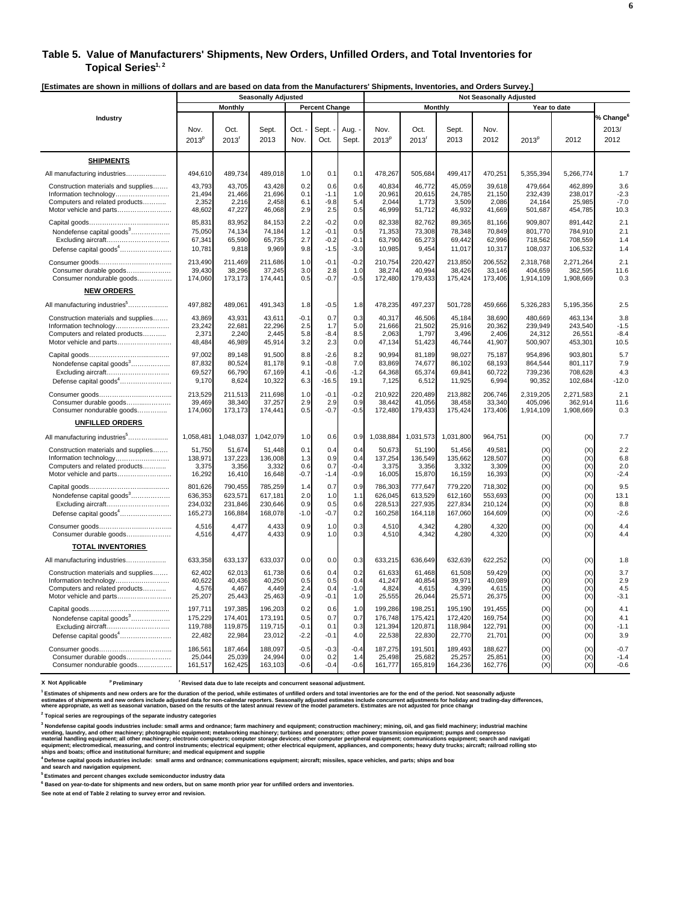## Table 5. Value of Manufacturers' Shipments, New Orders, Unfilled Orders, and Total Inventories for Topical Series[1, 2]

**[Estimates are shown in millions of dollars and are based on data from the Manufacturers' Shipments, Inventories, and Orders Survey.]**

| Industry | Seasonally Adjusted | | | | | | Not Seasonally Adjusted | | | | | | |
|---|---|---|---|---|---|---|---|---|---|---|---|---|---|
| | Monthly | | | Percent Change | | | Monthly | | | | Year to date | | % Change[6] |
| | Nov. 2013[p] | Oct. 2013[r] | Sept. 2013 | Oct. - Nov. | Sept. - Oct. | Aug. - Sept. | Nov. 2013[p] | Oct. 2013[r] | Sept. 2013 | Nov. 2012 | 2013[p] | 2012 | 2013/ 2012 |
| **SHIPMENTS** | | | | | | | | | | | | | |
| All manufacturing industries | 494,610 | 489,734 | 489,018 | 1.0 | 0.1 | 0.1 | 478,267 | 505,684 | 499,417 | 470,251 | 5,355,394 | 5,266,774 | 1.7 |
| Construction materials and supplies | 43,793 | 43,705 | 43,428 | 0.2 | 0.6 | 0.6 | 40,834 | 46,772 | 45,059 | 39,618 | 479,664 | 462,899 | 3.6 |
| Information technology | 21,494 | 21,466 | 21,696 | 0.1 | -1.1 | 1.0 | 20,961 | 20,615 | 24,785 | 21,150 | 232,439 | 238,017 | -2.3 |
| Computers and related products | 2,352 | 2,216 | 2,458 | 6.1 | -9.8 | 5.4 | 2,044 | 1,773 | 3,509 | 2,086 | 24,164 | 25,985 | -7.0 |
| Motor vehicle and parts | 48,602 | 47,227 | 46,068 | 2.9 | 2.5 | 0.5 | 46,999 | 51,712 | 46,932 | 41,669 | 501,687 | 454,785 | 10.3 |
| Capital goods | 85,831 | 83,952 | 84,153 | 2.2 | -0.2 | 0.0 | 82,338 | 82,762 | 89,365 | 81,166 | 909,807 | 891,442 | 2.1 |
| Nondefense capital goods[3] | 75,050 | 74,134 | 74,184 | 1.2 | -0.1 | 0.5 | 71,353 | 73,308 | 78,348 | 70,849 | 801,770 | 784,910 | 2.1 |
| Excluding aircraft | 67,341 | 65,590 | 65,735 | 2.7 | -0.2 | -0.1 | 63,790 | 65,273 | 69,442 | 62,996 | 718,562 | 708,559 | 1.4 |
| Defense capital goods[4] | 10,781 | 9,818 | 9,969 | 9.8 | -1.5 | -3.0 | 10,985 | 9,454 | 11,017 | 10,317 | 108,037 | 106,532 | 1.4 |
| Consumer goods | 213,490 | 211,469 | 211,686 | 1.0 | -0.1 | -0.2 | 210,754 | 220,427 | 213,850 | 206,552 | 2,318,768 | 2,271,264 | 2.1 |
| Consumer durable goods | 39,430 | 38,296 | 37,245 | 3.0 | 2.8 | 1.0 | 38,274 | 40,994 | 38,426 | 33,146 | 404,659 | 362,595 | 11.6 |
| Consumer nondurable goods | 174,060 | 173,173 | 174,441 | 0.5 | -0.7 | -0.5 | 172,480 | 179,433 | 175,424 | 173,406 | 1,914,109 | 1,908,669 | 0.3 |
| **NEW ORDERS** | | | | | | | | | | | | | |
| All manufacturing industries[5] | 497,882 | 489,061 | 491,343 | 1.8 | -0.5 | 1.8 | 478,235 | 497,237 | 501,728 | 459,666 | 5,326,283 | 5,195,356 | 2.5 |
| Construction materials and supplies | 43,869 | 43,931 | 43,611 | -0.1 | 0.7 | 0.3 | 40,317 | 46,506 | 45,184 | 38,690 | 480,669 | 463,134 | 3.8 |
| Information technology | 23,242 | 22,681 | 22,296 | 2.5 | 1.7 | 5.0 | 21,666 | 21,502 | 25,916 | 20,362 | 239,949 | 243,540 | -1.5 |
| Computers and related products | 2,371 | 2,240 | 2,445 | 5.8 | -8.4 | 8.5 | 2,063 | 1,797 | 3,496 | 2,406 | 24,312 | 26,551 | -8.4 |
| Motor vehicle and parts | 48,484 | 46,989 | 45,914 | 3.2 | 2.3 | 0.0 | 47,134 | 51,423 | 46,744 | 41,907 | 500,907 | 453,301 | 10.5 |
| Capital goods | 97,002 | 89,148 | 91,500 | 8.8 | -2.6 | 8.2 | 90,994 | 81,189 | 98,027 | 75,187 | 954,896 | 903,801 | 5.7 |
| Nondefense capital goods[3] | 87,832 | 80,524 | 81,178 | 9.1 | -0.8 | 7.0 | 83,869 | 74,677 | 86,102 | 68,193 | 864,544 | 801,117 | 7.9 |
| Excluding aircraft | 69,527 | 66,790 | 67,169 | 4.1 | -0.6 | -1.2 | 64,368 | 65,374 | 69,841 | 60,722 | 739,236 | 708,628 | 4.3 |
| Defense capital goods[4] | 9,170 | 8,624 | 10,322 | 6.3 | -16.5 | 19.1 | 7,125 | 6,512 | 11,925 | 6,994 | 90,352 | 102,684 | -12.0 |
| Consumer goods | 213,529 | 211,513 | 211,698 | 1.0 | -0.1 | -0.2 | 210,922 | 220,489 | 213,882 | 206,746 | 2,319,205 | 2,271,583 | 2.1 |
| Consumer durable goods | 39,469 | 38,340 | 37,257 | 2.9 | 2.9 | 0.9 | 38,442 | 41,056 | 38,458 | 33,340 | 405,096 | 362,914 | 11.6 |
| Consumer nondurable goods | 174,060 | 173,173 | 174,441 | 0.5 | -0.7 | -0.5 | 172,480 | 179,433 | 175,424 | 173,406 | 1,914,109 | 1,908,669 | 0.3 |
| **UNFILLED ORDERS** | | | | | | | | | | | | | |
| All manufacturing industries[5] | 1,058,481 | 1,048,037 | 1,042,079 | 1.0 | 0.6 | 0.9 | 1,038,884 | 1,031,573 | 1,031,800 | 964,751 | (X) | (X) | 7.7 |
| Construction materials and supplies | 51,750 | 51,674 | 51,448 | 0.1 | 0.4 | 0.4 | 50,673 | 51,190 | 51,456 | 49,581 | (X) | (X) | 2.2 |
| Information technology | 138,971 | 137,223 | 136,008 | 1.3 | 0.9 | 0.4 | 137,254 | 136,549 | 135,662 | 128,507 | (X) | (X) | 6.8 |
| Computers and related products | 3,375 | 3,356 | 3,332 | 0.6 | 0.7 | -0.4 | 3,375 | 3,356 | 3,332 | 3,309 | (X) | (X) | 2.0 |
| Motor vehicle and parts | 16,292 | 16,410 | 16,648 | -0.7 | -1.4 | -0.9 | 16,005 | 15,870 | 16,159 | 16,393 | (X) | (X) | -2.4 |
| Capital goods | 801,626 | 790,455 | 785,259 | 1.4 | 0.7 | 0.9 | 786,303 | 777,647 | 779,220 | 718,302 | (X) | (X) | 9.5 |
| Nondefense capital goods[3] | 636,353 | 623,571 | 617,181 | 2.0 | 1.0 | 1.1 | 626,045 | 613,529 | 612,160 | 553,693 | (X) | (X) | 13.1 |
| Excluding aircraft | 234,032 | 231,846 | 230,646 | 0.9 | 0.5 | 0.6 | 228,513 | 227,935 | 227,834 | 210,124 | (X) | (X) | 8.8 |
| Defense capital goods[4] | 165,273 | 166,884 | 168,078 | -1.0 | -0.7 | 0.2 | 160,258 | 164,118 | 167,060 | 164,609 | (X) | (X) | -2.6 |
| Consumer goods | 4,516 | 4,477 | 4,433 | 0.9 | 1.0 | 0.3 | 4,510 | 4,342 | 4,280 | 4,320 | (X) | (X) | 4.4 |
| Consumer durable goods | 4,516 | 4,477 | 4,433 | 0.9 | 1.0 | 0.3 | 4,510 | 4,342 | 4,280 | 4,320 | (X) | (X) | 4.4 |
| **TOTAL INVENTORIES** | | | | | | | | | | | | | |
| All manufacturing industries | 633,358 | 633,137 | 633,037 | 0.0 | 0.0 | 0.3 | 633,215 | 636,649 | 632,639 | 622,252 | (X) | (X) | 1.8 |
| Construction materials and supplies | 62,402 | 62,013 | 61,738 | 0.6 | 0.4 | 0.2 | 61,633 | 61,468 | 61,508 | 59,429 | (X) | (X) | 3.7 |
| Information technology | 40,622 | 40,436 | 40,250 | 0.5 | 0.5 | 0.4 | 41,247 | 40,854 | 39,971 | 40,089 | (X) | (X) | 2.9 |
| Computers and related products | 4,576 | 4,467 | 4,449 | 2.4 | 0.4 | -1.0 | 4,824 | 4,615 | 4,399 | 4,615 | (X) | (X) | 4.5 |
| Motor vehicle and parts | 25,207 | 25,443 | 25,463 | -0.9 | -0.1 | 1.0 | 25,555 | 26,044 | 25,571 | 26,375 | (X) | (X) | -3.1 |
| Capital goods | 197,711 | 197,385 | 196,203 | 0.2 | 0.6 | 1.0 | 199,286 | 198,251 | 195,190 | 191,455 | (X) | (X) | 4.1 |
| Nondefense capital goods[3] | 175,229 | 174,401 | 173,191 | 0.5 | 0.7 | 0.7 | 176,748 | 175,421 | 172,420 | 169,754 | (X) | (X) | 4.1 |
| Excluding aircraft | 119,788 | 119,875 | 119,715 | -0.1 | 0.1 | 0.3 | 121,394 | 120,871 | 118,984 | 122,791 | (X) | (X) | -1.1 |
| Defense capital goods[4] | 22,482 | 22,984 | 23,012 | -2.2 | -0.1 | 4.0 | 22,538 | 22,830 | 22,770 | 21,701 | (X) | (X) | 3.9 |
| Consumer goods | 186,561 | 187,464 | 188,097 | -0.5 | -0.3 | -0.4 | 187,275 | 191,501 | 189,493 | 188,627 | (X) | (X) | -0.7 |
| Consumer durable goods | 25,044 | 25,039 | 24,994 | 0.0 | 0.2 | 1.4 | 25,498 | 25,682 | 25,257 | 25,851 | (X) | (X) | -1.4 |
| Consumer nondurable goods | 161,517 | 162,425 | 163,103 | -0.6 | -0.4 | -0.6 | 161,777 | 165,819 | 164,236 | 162,776 | (X) | (X) | -0.6 |

X Not Applicable  [p] Preliminary  [r] Revised data due to late receipts and concurrent seasonal adjustment.

[1] Estimates of shipments and new orders are for the duration of the period, while estimates of unfilled orders and total inventories are for the end of the period. Not seasonally adjusted estimates of shipments and new orders include adjusted data for non-calendar reporters. Seasonally adjusted estimates include concurrent adjustments for holiday and trading-day differences, where appropriate, as well as seasonal variation, based on the results of the latest annual review of the model parameters. Estimates are not adjusted for price changes.

[2] Topical series are regroupings of the separate industry categories

[3] Nondefense capital goods industries include: small arms and ordnance; farm machinery and equipment; construction machinery; mining, oil, and gas field machinery; industrial machinery; vending, laundry, and other machinery; photographic equipment; metalworking machinery; turbines and generators; other power transmission equipment; pumps and compressors; material handling equipment; all other machinery; electronic computers; computer storage devices; other computer peripheral equipment; communications equipment; search and navigation equipment; electromedical, measuring, and control instruments; electrical equipment; other electrical equipment, appliances, and components; heavy duty trucks; aircraft; railroad rolling stock; ships and boats; office and institutional furniture; and medical equipment and supplies

[4] Defense capital goods industries include: small arms and ordnance; communications equipment; aircraft; missiles, space vehicles, and parts; ships and boats; and search and navigation equipment.

[5] Estimates and percent changes exclude semiconductor industry data

[6] Based on year-to-date for shipments and new orders, but on same month prior year for unfilled orders and inventories.

See note at end of Table 2 relating to survey error and revision.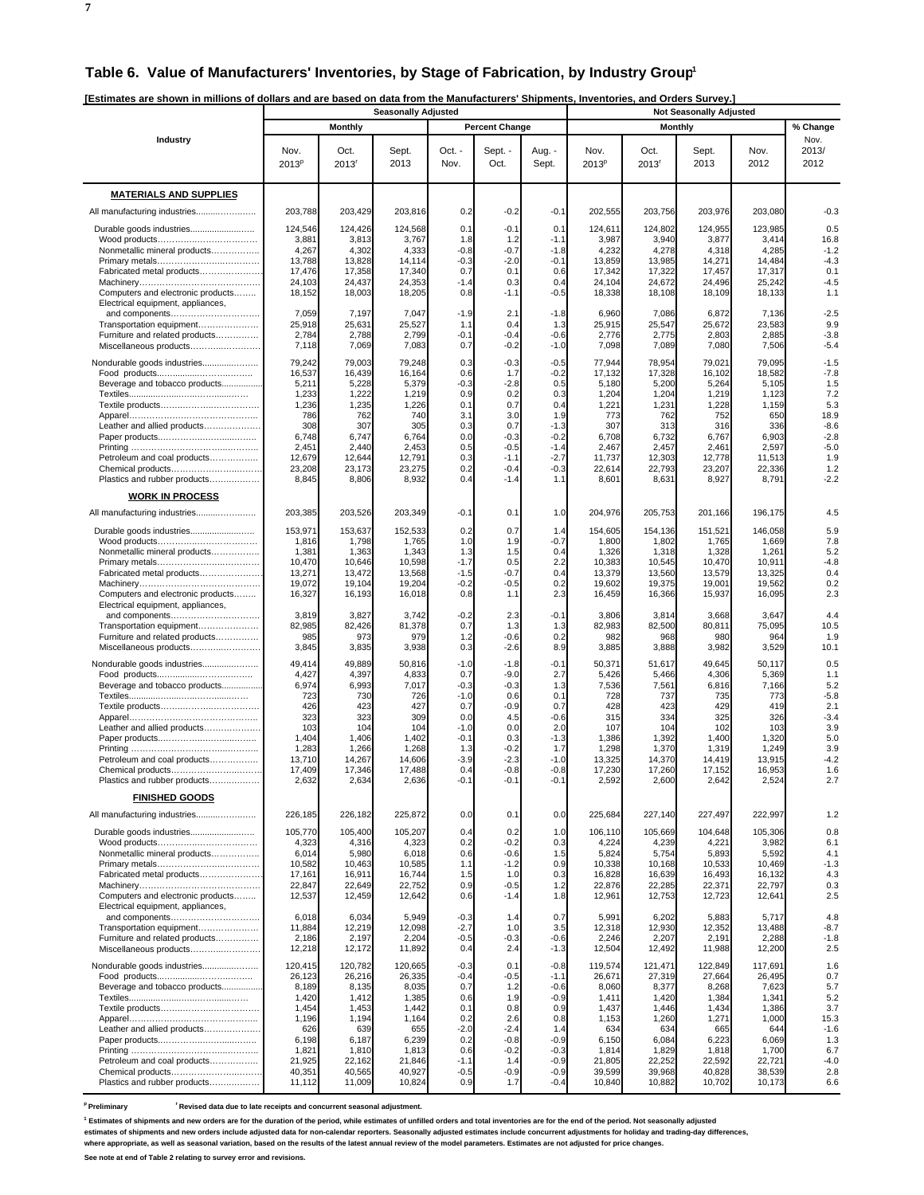## Table 6. Value of Manufacturers' Inventories, by Stage of Fabrication, by Industry Group[1]

**[Estimates are shown in millions of dollars and are based on data from the Manufacturers' Shipments, Inventories, and Orders Survey.]**

| Industry | Seasonally Adjusted | | | | | | Not Seasonally Adjusted | | | | |
|---|---|---|---|---|---|---|---|---|---|---|---|
| | Monthly | | | Percent Change | | | Monthly | | | | % Change |
| | Nov. 2013[p] | Oct. 2013[r] | Sept. 2013 | Oct. - Nov. | Sept. - Oct. | Aug. - Sept. | Nov. 2013[p] | Oct. 2013[r] | Sept. 2013 | Nov. 2012 | Nov. 2013/ 2012 |
| **MATERIALS AND SUPPLIES** | | | | | | | | | | | |
| All manufacturing industries | 203,788 | 203,429 | 203,816 | 0.2 | -0.2 | -0.1 | 202,555 | 203,756 | 203,976 | 203,080 | -0.3 |
| Durable goods industries | 124,546 | 124,426 | 124,568 | 0.1 | -0.1 | 0.1 | 124,611 | 124,802 | 124,955 | 123,985 | 0.5 |
| Wood products | 3,881 | 3,813 | 3,767 | 1.8 | 1.2 | -1.1 | 3,987 | 3,940 | 3,877 | 3,414 | 16.8 |
| Nonmetallic mineral products | 4,267 | 4,302 | 4,333 | -0.8 | -0.7 | -1.8 | 4,232 | 4,278 | 4,318 | 4,285 | -1.2 |
| Primary metals | 13,788 | 13,828 | 14,114 | -0.3 | -2.0 | -0.1 | 13,859 | 13,985 | 14,271 | 14,484 | -4.3 |
| Fabricated metal products | 17,476 | 17,358 | 17,340 | 0.7 | 0.1 | 0.6 | 17,342 | 17,322 | 17,457 | 17,317 | 0.1 |
| Machinery | 24,103 | 24,437 | 24,353 | -1.4 | 0.3 | 0.4 | 24,104 | 24,672 | 24,496 | 25,242 | -4.5 |
| Computers and electronic products | 18,152 | 18,003 | 18,205 | 0.8 | -1.1 | -0.5 | 18,338 | 18,108 | 18,109 | 18,133 | 1.1 |
| Electrical equipment, appliances, and components | 7,059 | 7,197 | 7,047 | -1.9 | 2.1 | -1.8 | 6,960 | 7,086 | 6,872 | 7,136 | -2.5 |
| Transportation equipment | 25,918 | 25,631 | 25,527 | 1.1 | 0.4 | 1.3 | 25,915 | 25,547 | 25,672 | 23,583 | 9.9 |
| Furniture and related products | 2,784 | 2,788 | 2,799 | -0.1 | -0.4 | -0.6 | 2,776 | 2,775 | 2,803 | 2,885 | -3.8 |
| Miscellaneous products | 7,118 | 7,069 | 7,083 | 0.7 | -0.2 | -1.0 | 7,098 | 7,089 | 7,080 | 7,506 | -5.4 |
| Nondurable goods industries | 79,242 | 79,003 | 79,248 | 0.3 | -0.3 | -0.5 | 77,944 | 78,954 | 79,021 | 79,095 | -1.5 |
| Food products | 16,537 | 16,439 | 16,164 | 0.6 | 1.7 | -0.2 | 17,132 | 17,328 | 16,102 | 18,582 | -7.8 |
| Beverage and tobacco products | 5,211 | 5,228 | 5,379 | -0.3 | -2.8 | 0.5 | 5,180 | 5,200 | 5,264 | 5,105 | 1.5 |
| Textiles | 1,233 | 1,222 | 1,219 | 0.9 | 0.2 | 0.3 | 1,204 | 1,204 | 1,219 | 1,123 | 7.2 |
| Textile products | 1,236 | 1,235 | 1,226 | 0.1 | 0.7 | 0.4 | 1,221 | 1,231 | 1,228 | 1,159 | 5.3 |
| Apparel | 786 | 762 | 740 | 3.1 | 3.0 | 1.9 | 773 | 762 | 752 | 650 | 18.9 |
| Leather and allied products | 308 | 307 | 305 | 0.3 | 0.7 | -1.3 | 307 | 313 | 316 | 336 | -8.6 |
| Paper products | 6,748 | 6,747 | 6,764 | 0.0 | -0.3 | -0.2 | 6,708 | 6,732 | 6,767 | 6,903 | -2.8 |
| Printing | 2,451 | 2,440 | 2,453 | 0.5 | -0.5 | -1.4 | 2,467 | 2,457 | 2,461 | 2,597 | -5.0 |
| Petroleum and coal products | 12,679 | 12,644 | 12,791 | 0.3 | -1.1 | -2.7 | 11,737 | 12,303 | 12,778 | 11,513 | 1.9 |
| Chemical products | 23,208 | 23,173 | 23,275 | 0.2 | -0.4 | -0.3 | 22,614 | 22,793 | 23,207 | 22,336 | 1.2 |
| Plastics and rubber products | 8,845 | 8,806 | 8,932 | 0.4 | -1.4 | 1.1 | 8,601 | 8,631 | 8,927 | 8,791 | -2.2 |
| **WORK IN PROCESS** | | | | | | | | | | | |
| All manufacturing industries | 203,385 | 203,526 | 203,349 | -0.1 | 0.1 | 1.0 | 204,976 | 205,753 | 201,166 | 196,175 | 4.5 |
| Durable goods industries | 153,971 | 153,637 | 152,533 | 0.2 | 0.7 | 1.4 | 154,605 | 154,136 | 151,521 | 146,058 | 5.9 |
| Wood products | 1,816 | 1,798 | 1,765 | 1.0 | 1.9 | -0.7 | 1,800 | 1,802 | 1,765 | 1,669 | 7.8 |
| Nonmetallic mineral products | 1,381 | 1,363 | 1,343 | 1.3 | 1.5 | 0.4 | 1,326 | 1,318 | 1,328 | 1,261 | 5.2 |
| Primary metals | 10,470 | 10,646 | 10,598 | -1.7 | 0.5 | 2.2 | 10,383 | 10,545 | 10,470 | 10,911 | -4.8 |
| Fabricated metal products | 13,271 | 13,472 | 13,568 | -1.5 | -0.7 | 0.4 | 13,379 | 13,560 | 13,579 | 13,325 | 0.4 |
| Machinery | 19,072 | 19,104 | 19,204 | -0.2 | -0.5 | 0.2 | 19,602 | 19,375 | 19,001 | 19,562 | 0.2 |
| Computers and electronic products | 16,327 | 16,193 | 16,018 | 0.8 | 1.1 | 2.3 | 16,459 | 16,366 | 15,937 | 16,095 | 2.3 |
| Electrical equipment, appliances, and components | 3,819 | 3,827 | 3,742 | -0.2 | 2.3 | -0.1 | 3,806 | 3,814 | 3,668 | 3,647 | 4.4 |
| Transportation equipment | 82,985 | 82,426 | 81,378 | 0.7 | 1.3 | 1.3 | 82,983 | 82,500 | 80,811 | 75,095 | 10.5 |
| Furniture and related products | 985 | 973 | 979 | 1.2 | -0.6 | 0.2 | 982 | 968 | 980 | 964 | 1.9 |
| Miscellaneous products | 3,845 | 3,835 | 3,938 | 0.3 | -2.6 | 8.9 | 3,885 | 3,888 | 3,982 | 3,529 | 10.1 |
| Nondurable goods industries | 49,414 | 49,889 | 50,816 | -1.0 | -1.8 | -0.1 | 50,371 | 51,617 | 49,645 | 50,117 | 0.5 |
| Food products | 4,427 | 4,397 | 4,833 | 0.7 | -9.0 | 2.7 | 5,426 | 5,466 | 4,306 | 5,369 | 1.1 |
| Beverage and tobacco products | 6,974 | 6,993 | 7,017 | -0.3 | -0.3 | 1.3 | 7,536 | 7,561 | 6,816 | 7,166 | 5.2 |
| Textiles | 723 | 730 | 726 | -1.0 | 0.6 | 0.1 | 728 | 737 | 735 | 773 | -5.8 |
| Textile products | 426 | 423 | 427 | 0.7 | -0.9 | 0.7 | 428 | 423 | 429 | 419 | 2.1 |
| Apparel | 323 | 323 | 309 | 0.0 | 4.5 | -0.6 | 315 | 334 | 325 | 326 | -3.4 |
| Leather and allied products | 103 | 104 | 104 | -1.0 | 0.0 | 2.0 | 107 | 104 | 102 | 103 | 3.9 |
| Paper products | 1,404 | 1,406 | 1,402 | -0.1 | 0.3 | -1.3 | 1,386 | 1,392 | 1,400 | 1,320 | 5.0 |
| Printing | 1,283 | 1,266 | 1,268 | 1.3 | -0.2 | 1.7 | 1,298 | 1,370 | 1,319 | 1,249 | 3.9 |
| Petroleum and coal products | 13,710 | 14,267 | 14,606 | -3.9 | -2.3 | -1.0 | 13,325 | 14,370 | 14,419 | 13,915 | -4.2 |
| Chemical products | 17,409 | 17,346 | 17,488 | 0.4 | -0.8 | -0.8 | 17,230 | 17,260 | 17,152 | 16,953 | 1.6 |
| Plastics and rubber products | 2,632 | 2,634 | 2,636 | -0.1 | -0.1 | -0.1 | 2,592 | 2,600 | 2,642 | 2,524 | 2.7 |
| **FINISHED GOODS** | | | | | | | | | | | |
| All manufacturing industries | 226,185 | 226,182 | 225,872 | 0.0 | 0.1 | 0.0 | 225,684 | 227,140 | 227,497 | 222,997 | 1.2 |
| Durable goods industries | 105,770 | 105,400 | 105,207 | 0.4 | 0.2 | 1.0 | 106,110 | 105,669 | 104,648 | 105,306 | 0.8 |
| Wood products | 4,323 | 4,316 | 4,323 | 0.2 | -0.2 | 0.3 | 4,224 | 4,239 | 4,221 | 3,982 | 6.1 |
| Nonmetallic mineral products | 6,014 | 5,980 | 6,018 | 0.6 | -0.6 | 1.5 | 5,824 | 5,754 | 5,893 | 5,592 | 4.1 |
| Primary metals | 10,582 | 10,463 | 10,585 | 1.1 | -1.2 | 0.9 | 10,338 | 10,168 | 10,533 | 10,469 | -1.3 |
| Fabricated metal products | 17,161 | 16,911 | 16,744 | 1.5 | 1.0 | 0.3 | 16,828 | 16,639 | 16,493 | 16,132 | 4.3 |
| Machinery | 22,847 | 22,649 | 22,752 | 0.9 | -0.5 | 1.2 | 22,876 | 22,285 | 22,371 | 22,797 | 0.3 |
| Computers and electronic products | 12,537 | 12,459 | 12,642 | 0.6 | -1.4 | 1.8 | 12,961 | 12,753 | 12,723 | 12,641 | 2.5 |
| Electrical equipment, appliances, and components | 6,018 | 6,034 | 5,949 | -0.3 | 1.4 | 0.7 | 5,991 | 6,202 | 5,883 | 5,717 | 4.8 |
| Transportation equipment | 11,884 | 12,219 | 12,098 | -2.7 | 1.0 | 3.5 | 12,318 | 12,930 | 12,352 | 13,488 | -8.7 |
| Furniture and related products | 2,186 | 2,197 | 2,204 | -0.5 | -0.3 | -0.6 | 2,246 | 2,207 | 2,191 | 2,288 | -1.8 |
| Miscellaneous products | 12,218 | 12,172 | 11,892 | 0.4 | 2.4 | -1.3 | 12,504 | 12,492 | 11,988 | 12,200 | 2.5 |
| Nondurable goods industries | 120,415 | 120,782 | 120,665 | -0.3 | 0.1 | -0.8 | 119,574 | 121,471 | 122,849 | 117,691 | 1.6 |
| Food products | 26,123 | 26,216 | 26,335 | -0.4 | -0.5 | -1.1 | 26,671 | 27,319 | 27,664 | 26,495 | 0.7 |
| Beverage and tobacco products | 8,189 | 8,135 | 8,035 | 0.7 | 1.2 | -0.6 | 8,060 | 8,377 | 8,268 | 7,623 | 5.7 |
| Textiles | 1,420 | 1,412 | 1,385 | 0.6 | 1.9 | -0.9 | 1,411 | 1,420 | 1,384 | 1,341 | 5.2 |
| Textile products | 1,454 | 1,453 | 1,442 | 0.1 | 0.8 | 0.9 | 1,437 | 1,446 | 1,434 | 1,386 | 3.7 |
| Apparel | 1,196 | 1,194 | 1,164 | 0.2 | 2.6 | 0.8 | 1,153 | 1,260 | 1,271 | 1,000 | 15.3 |
| Leather and allied products | 626 | 639 | 655 | -2.0 | -2.4 | 1.4 | 634 | 634 | 665 | 644 | -1.6 |
| Paper products | 6,198 | 6,187 | 6,239 | 0.2 | -0.8 | -0.9 | 6,150 | 6,084 | 6,223 | 6,069 | 1.3 |
| Printing | 1,821 | 1,810 | 1,813 | 0.6 | -0.2 | -0.3 | 1,814 | 1,829 | 1,818 | 1,700 | 6.7 |
| Petroleum and coal products | 21,925 | 22,162 | 21,846 | -1.1 | 1.4 | -0.9 | 21,805 | 22,252 | 22,592 | 22,721 | -4.0 |
| Chemical products | 40,351 | 40,565 | 40,927 | -0.5 | -0.9 | -0.9 | 39,599 | 39,968 | 40,828 | 38,539 | 2.8 |
| Plastics and rubber products | 11,112 | 11,009 | 10,824 | 0.9 | 1.7 | -0.4 | 10,840 | 10,882 | 10,702 | 10,173 | 6.6 |

[p] Preliminary  [r] Revised data due to late receipts and concurrent seasonal adjustment.

[1] Estimates of shipments and new orders are for the duration of the period, while estimates of unfilled orders and total inventories are for the end of the period. Not seasonally adjusted estimates of shipments and new orders include adjusted data for non-calendar reporters. Seasonally adjusted estimates include concurrent adjustments for holiday and trading-day differences, where appropriate, as well as seasonal variation, based on the results of the latest annual review of the model parameters. Estimates are not adjusted for price changes.

See note at end of Table 2 relating to survey error and revisions.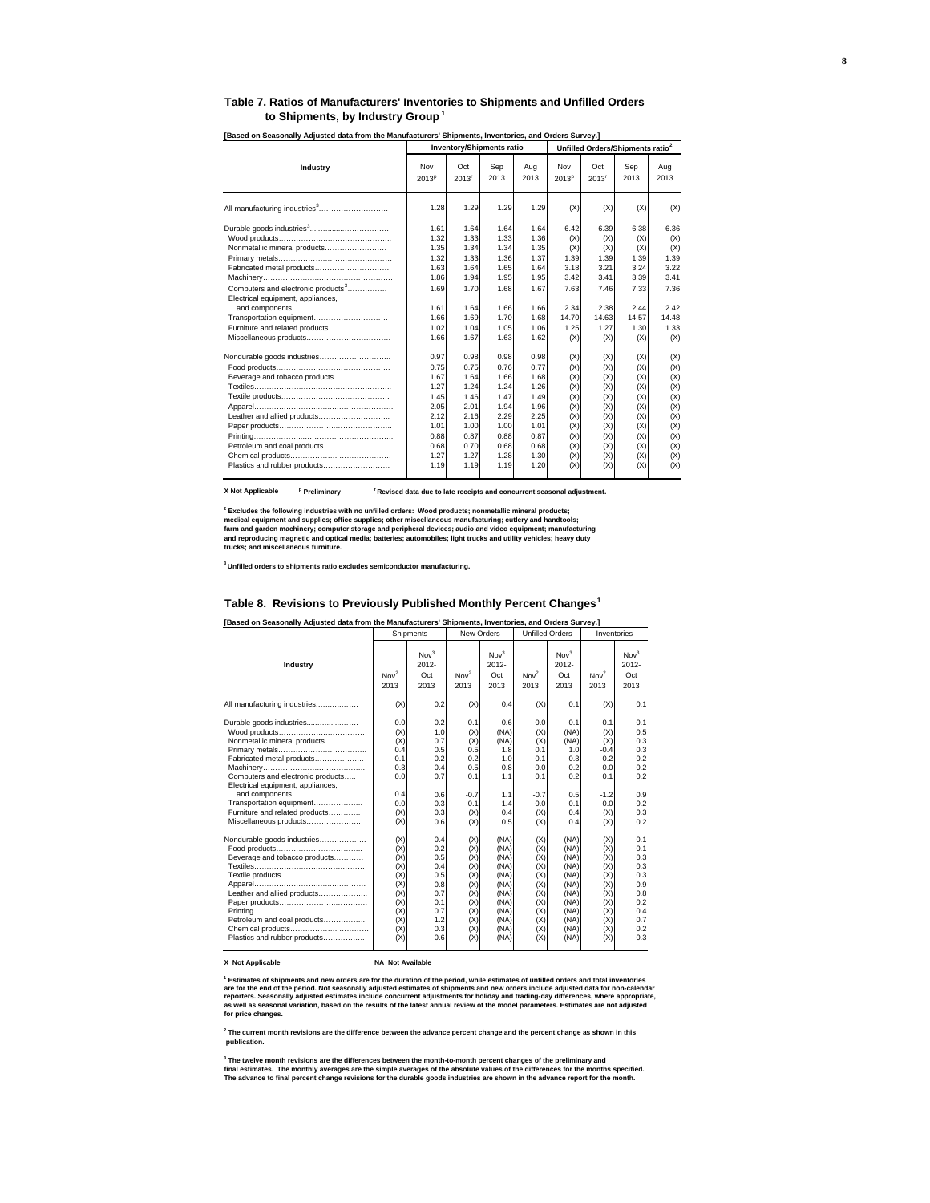## Table 7. Ratios of Manufacturers' Inventories to Shipments and Unfilled Orders to Shipments, by Industry Group [1]

**[Based on Seasonally Adjusted data from the Manufacturers' Shipments, Inventories, and Orders Survey.]**

| Industry | Inventory/Shipments ratio | | | | Unfilled Orders/Shipments ratio [2] | | | |
|---|---|---|---|---|---|---|---|---|
| | Nov 2013[p] | Oct 2013[r] | Sep 2013 | Aug 2013 | Nov 2013[p] | Oct 2013[r] | Sep 2013 | Aug 2013 |
| All manufacturing industries[3]………………………. | 1.28 | 1.29 | 1.29 | 1.29 | (X) | (X) | (X) | (X) |
| Durable goods industries[3]………………………… | 1.61 | 1.64 | 1.64 | 1.64 | 6.42 | 6.39 | 6.38 | 6.36 |
| Wood products……………………………………… | 1.32 | 1.33 | 1.33 | 1.36 | (X) | (X) | (X) | (X) |
| Nonmetallic mineral products……………………. | 1.35 | 1.34 | 1.34 | 1.35 | (X) | (X) | (X) | (X) |
| Primary metals……………………………………… | 1.32 | 1.33 | 1.36 | 1.37 | 1.39 | 1.39 | 1.39 | 1.39 |
| Fabricated metal products………………………… | 1.63 | 1.64 | 1.65 | 1.64 | 3.18 | 3.21 | 3.24 | 3.22 |
| Machinery……………………………………………… | 1.86 | 1.94 | 1.95 | 1.95 | 3.42 | 3.41 | 3.39 | 3.41 |
| Computers and electronic products[3]……………. | 1.69 | 1.70 | 1.68 | 1.67 | 7.63 | 7.46 | 7.33 | 7.36 |
| Electrical equipment, appliances, and components…………………………… | 1.61 | 1.64 | 1.66 | 1.66 | 2.34 | 2.38 | 2.44 | 2.42 |
| Transportation equipment…………………………. | 1.66 | 1.69 | 1.70 | 1.68 | 14.70 | 14.63 | 14.57 | 14.48 |
| Furniture and related products…………………… | 1.02 | 1.04 | 1.05 | 1.06 | 1.25 | 1.27 | 1.30 | 1.33 |
| Miscellaneous products…………………………… | 1.66 | 1.67 | 1.63 | 1.62 | (X) | (X) | (X) | (X) |
| Nondurable goods industries……………………… | 0.97 | 0.98 | 0.98 | 0.98 | (X) | (X) | (X) | (X) |
| Food products………………………………………… | 0.75 | 0.75 | 0.76 | 0.77 | (X) | (X) | (X) | (X) |
| Beverage and tobacco products…………………. | 1.67 | 1.64 | 1.66 | 1.68 | (X) | (X) | (X) | (X) |
| Textiles………………………………………………… | 1.27 | 1.24 | 1.24 | 1.26 | (X) | (X) | (X) | (X) |
| Textile products……………………………………… | 1.45 | 1.46 | 1.47 | 1.49 | (X) | (X) | (X) | (X) |
| Apparel………………………………………………… | 2.05 | 2.01 | 1.94 | 1.96 | (X) | (X) | (X) | (X) |
| Leather and allied products………………………. | 2.12 | 2.16 | 2.29 | 2.25 | (X) | (X) | (X) | (X) |
| Paper products………………………………………. | 1.01 | 1.00 | 1.00 | 1.01 | (X) | (X) | (X) | (X) |
| Printing………………………………………………… | 0.88 | 0.87 | 0.88 | 0.87 | (X) | (X) | (X) | (X) |
| Petroleum and coal products……………………… | 0.68 | 0.70 | 0.68 | 0.68 | (X) | (X) | (X) | (X) |
| Chemical products…………………………………… | 1.27 | 1.27 | 1.28 | 1.30 | (X) | (X) | (X) | (X) |
| Plastics and rubber products……………………… | 1.19 | 1.19 | 1.19 | 1.20 | (X) | (X) | (X) | (X) |

**X Not Applicable** **p Preliminary** **r Revised data due to late receipts and concurrent seasonal adjustment.**

**[2] Excludes the following industries with no unfilled orders: Wood products; nonmetallic mineral products; medical equipment and supplies; office supplies; other miscellaneous manufacturing; cutlery and handtools; farm and garden machinery; computer storage and peripheral devices; audio and video equipment; manufacturing and reproducing magnetic and optical media; batteries; automobiles; light trucks and utility vehicles; heavy duty trucks; and miscellaneous furniture.**

**[3] Unfilled orders to shipments ratio excludes semiconductor manufacturing.**

## Table 8. Revisions to Previously Published Monthly Percent Changes[1]

**[Based on Seasonally Adjusted data from the Manufacturers' Shipments, Inventories, and Orders Survey.]**

| Industry | Shipments | | New Orders | | Unfilled Orders | | Inventories | |
|---|---|---|---|---|---|---|---|---|
| | Nov[2] 2013 | Nov[3] 2012- Oct 2013 | Nov[2] 2013 | Nov[3] 2012- Oct 2013 | Nov[2] 2013 | Nov[3] 2012- Oct 2013 | Nov[2] 2013 | Nov[3] 2012- Oct 2013 |
| All manufacturing industries……………… | (X) | 0.2 | (X) | 0.4 | (X) | 0.1 | (X) | 0.1 |
| Durable goods industries………………… | 0.0 | 0.2 | -0.1 | 0.6 | 0.0 | 0.1 | -0.1 | 0.1 |
| Wood products……………………………… | (X) | 1.0 | (X) | (NA) | (X) | (NA) | (X) | 0.5 |
| Nonmetallic mineral products…………… | (X) | 0.7 | (X) | (NA) | (X) | (NA) | (X) | 0.3 |
| Primary metals……………………………… | 0.4 | 0.5 | 0.5 | 1.8 | 0.1 | 1.0 | -0.4 | 0.3 |
| Fabricated metal products……………… | 0.1 | 0.2 | 0.2 | 1.0 | 0.1 | 0.3 | -0.2 | 0.2 |
| Machinery…………………………………… | -0.3 | 0.4 | -0.5 | 0.8 | 0.0 | 0.2 | 0.0 | 0.2 |
| Computers and electronic products….. | 0.0 | 0.7 | 0.1 | 1.1 | 0.1 | 0.2 | 0.1 | 0.2 |
| Electrical equipment, appliances, and components……………………… | 0.4 | 0.6 | -0.7 | 1.1 | -0.7 | 0.5 | -1.2 | 0.9 |
| Transportation equipment……………… | 0.0 | 0.3 | -0.1 | 1.4 | 0.0 | 0.1 | 0.0 | 0.2 |
| Furniture and related products………… | (X) | 0.3 | (X) | 0.4 | (X) | 0.4 | (X) | 0.3 |
| Miscellaneous products………………… | (X) | 0.6 | (X) | 0.5 | (X) | 0.4 | (X) | 0.2 |
| Nondurable goods industries…………… | (X) | 0.4 | (X) | (NA) | (X) | (NA) | (X) | 0.1 |
| Food products……………………………… | (X) | 0.2 | (X) | (NA) | (X) | (NA) | (X) | 0.1 |
| Beverage and tobacco products………… | (X) | 0.5 | (X) | (NA) | (X) | (NA) | (X) | 0.3 |
| Textiles……………………………………… | (X) | 0.4 | (X) | (NA) | (X) | (NA) | (X) | 0.3 |
| Textile products…………………………… | (X) | 0.5 | (X) | (NA) | (X) | (NA) | (X) | 0.3 |
| Apparel……………………………………… | (X) | 0.8 | (X) | (NA) | (X) | (NA) | (X) | 0.9 |
| Leather and allied products……………… | (X) | 0.7 | (X) | (NA) | (X) | (NA) | (X) | 0.8 |
| Paper products……………………………… | (X) | 0.1 | (X) | (NA) | (X) | (NA) | (X) | 0.2 |
| Printing……………………………………… | (X) | 0.7 | (X) | (NA) | (X) | (NA) | (X) | 0.4 |
| Petroleum and coal products…………… | (X) | 1.2 | (X) | (NA) | (X) | (NA) | (X) | 0.7 |
| Chemical products………………………… | (X) | 0.3 | (X) | (NA) | (X) | (NA) | (X) | 0.2 |
| Plastics and rubber products…………… | (X) | 0.6 | (X) | (NA) | (X) | (NA) | (X) | 0.3 |

**X Not Applicable** **NA Not Available**

**[1] Estimates of shipments and new orders are for the duration of the period, while estimates of unfilled orders and total inventories are for the end of the period. Not seasonally adjusted estimates of shipments and new orders include adjusted data for non-calendar reporters. Seasonally adjusted estimates include concurrent adjustments for holiday and trading-day differences, where appropriate, as well as seasonal variation, based on the results of the latest annual review of the model parameters. Estimates are not adjusted for price changes.**

**[2] The current month revisions are the difference between the advance percent change and the percent change as shown in this publication.**

**[3] The twelve month revisions are the differences between the month-to-month percent changes of the preliminary and final estimates. The monthly averages are the simple averages of the absolute values of the differences for the months specified. The advance to final percent change revisions for the durable goods industries are shown in the advance report for the month.**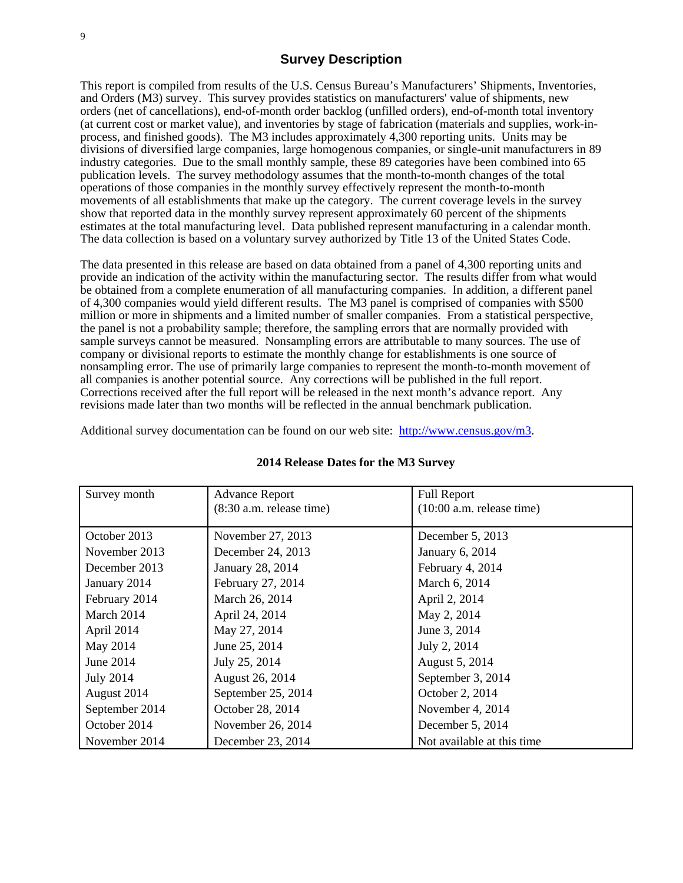## Survey Description

This report is compiled from results of the U.S. Census Bureau's Manufacturers' Shipments, Inventories, and Orders (M3) survey. This survey provides statistics on manufacturers' value of shipments, new orders (net of cancellations), end-of-month order backlog (unfilled orders), end-of-month total inventory (at current cost or market value), and inventories by stage of fabrication (materials and supplies, work-in-process, and finished goods). The M3 includes approximately 4,300 reporting units. Units may be divisions of diversified large companies, large homogenous companies, or single-unit manufacturers in 89 industry categories. Due to the small monthly sample, these 89 categories have been combined into 65 publication levels. The survey methodology assumes that the month-to-month changes of the total operations of those companies in the monthly survey effectively represent the month-to-month movements of all establishments that make up the category. The current coverage levels in the survey show that reported data in the monthly survey represent approximately 60 percent of the shipments estimates at the total manufacturing level. Data published represent manufacturing in a calendar month. The data collection is based on a voluntary survey authorized by Title 13 of the United States Code.

The data presented in this release are based on data obtained from a panel of 4,300 reporting units and provide an indication of the activity within the manufacturing sector. The results differ from what would be obtained from a complete enumeration of all manufacturing companies. In addition, a different panel of 4,300 companies would yield different results. The M3 panel is comprised of companies with $500 million or more in shipments and a limited number of smaller companies. From a statistical perspective, the panel is not a probability sample; therefore, the sampling errors that are normally provided with sample surveys cannot be measured. Nonsampling errors are attributable to many sources. The use of company or divisional reports to estimate the monthly change for establishments is one source of nonsampling error. The use of primarily large companies to represent the month-to-month movement of all companies is another potential source. Any corrections will be published in the full report. Corrections received after the full report will be released in the next month's advance report. Any revisions made later than two months will be reflected in the annual benchmark publication.

Additional survey documentation can be found on our web site: http://www.census.gov/m3.

**2014 Release Dates for the M3 Survey**

| Survey month | Advance Report (8:30 a.m. release time) | Full Report (10:00 a.m. release time) |
|---|---|---|
| October 2013 | November 27, 2013 | December 5, 2013 |
| November 2013 | December 24, 2013 | January 6, 2014 |
| December 2013 | January 28, 2014 | February 4, 2014 |
| January 2014 | February 27, 2014 | March 6, 2014 |
| February 2014 | March 26, 2014 | April 2, 2014 |
| March 2014 | April 24, 2014 | May 2, 2014 |
| April 2014 | May 27, 2014 | June 3, 2014 |
| May 2014 | June 25, 2014 | July 2, 2014 |
| June 2014 | July 25, 2014 | August 5, 2014 |
| July 2014 | August 26, 2014 | September 3, 2014 |
| August 2014 | September 25, 2014 | October 2, 2014 |
| September 2014 | October 28, 2014 | November 4, 2014 |
| October 2014 | November 26, 2014 | December 5, 2014 |
| November 2014 | December 23, 2014 | Not available at this time |